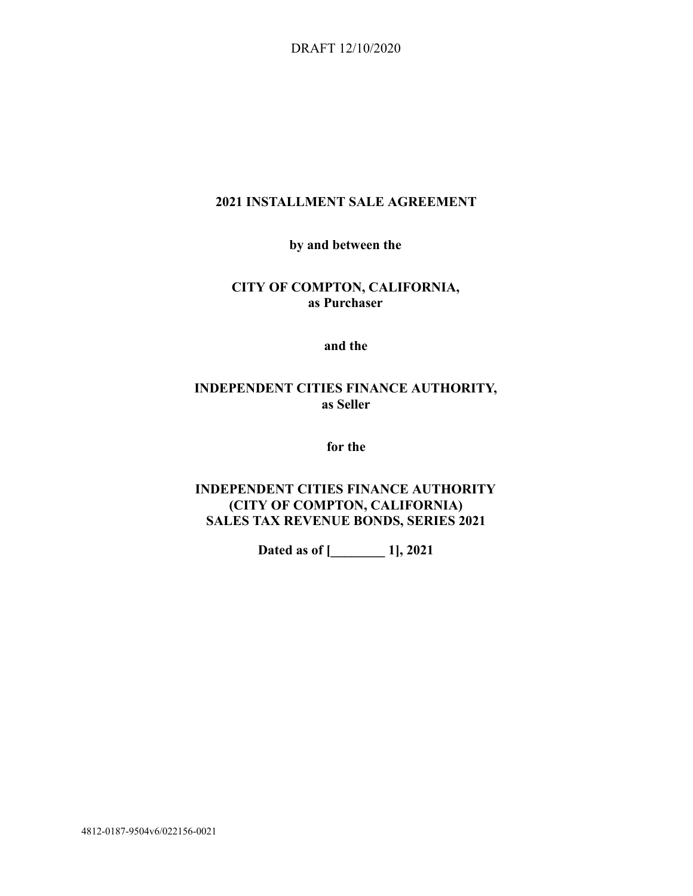DRAFT 12/10/2020

**2021 INSTALLMENT SALE AGREEMENT**

**by and between the**

**CITY OF COMPTON, CALIFORNIA,**
**as Purchaser**

**and the**

**INDEPENDENT CITIES FINANCE AUTHORITY,**
**as Seller**

**for the**

**INDEPENDENT CITIES FINANCE AUTHORITY**
**(CITY OF COMPTON, CALIFORNIA)**
**SALES TAX REVENUE BONDS, SERIES 2021**

**Dated as of [________ 1], 2021**

4812-0187-9504v6/022156-0021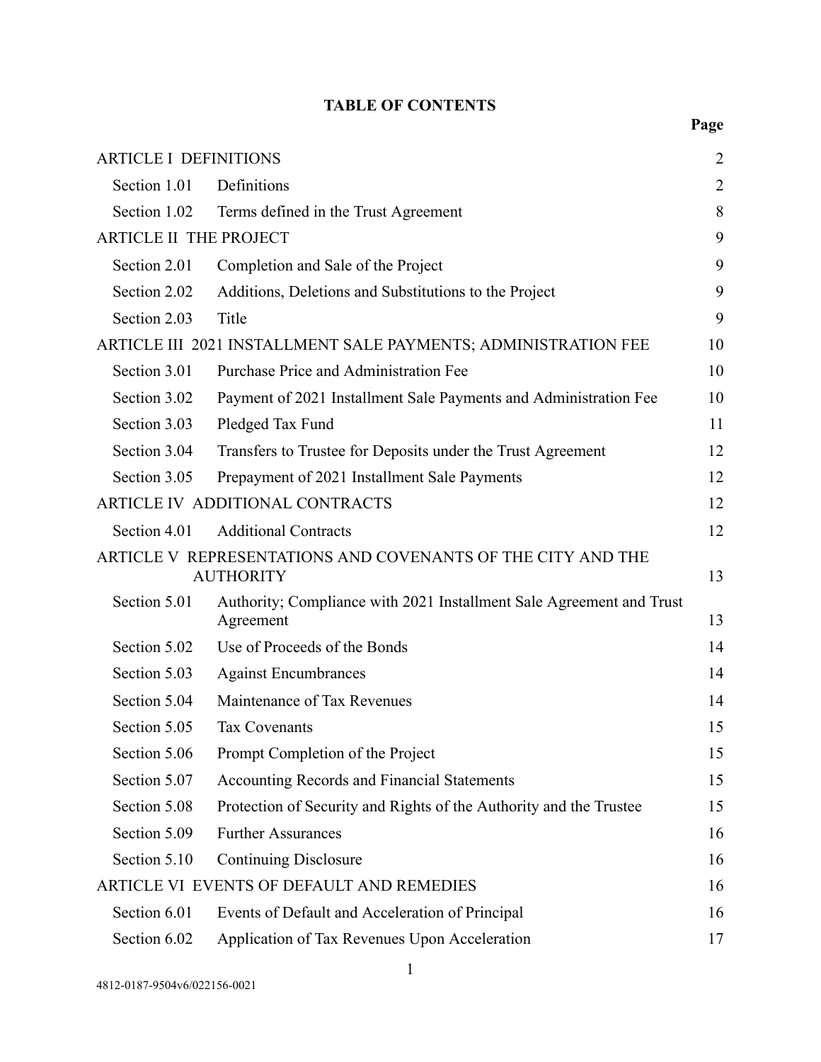# TABLE OF CONTENTS

| | | Page |
|---|---|---|
| ARTICLE I DEFINITIONS | | 2 |
| Section 1.01 | Definitions | 2 |
| Section 1.02 | Terms defined in the Trust Agreement | 8 |
| ARTICLE II THE PROJECT | | 9 |
| Section 2.01 | Completion and Sale of the Project | 9 |
| Section 2.02 | Additions, Deletions and Substitutions to the Project | 9 |
| Section 2.03 | Title | 9 |
| ARTICLE III 2021 INSTALLMENT SALE PAYMENTS; ADMINISTRATION FEE | | 10 |
| Section 3.01 | Purchase Price and Administration Fee | 10 |
| Section 3.02 | Payment of 2021 Installment Sale Payments and Administration Fee | 10 |
| Section 3.03 | Pledged Tax Fund | 11 |
| Section 3.04 | Transfers to Trustee for Deposits under the Trust Agreement | 12 |
| Section 3.05 | Prepayment of 2021 Installment Sale Payments | 12 |
| ARTICLE IV ADDITIONAL CONTRACTS | | 12 |
| Section 4.01 | Additional Contracts | 12 |
| ARTICLE V REPRESENTATIONS AND COVENANTS OF THE CITY AND THE AUTHORITY | | 13 |
| Section 5.01 | Authority; Compliance with 2021 Installment Sale Agreement and Trust Agreement | 13 |
| Section 5.02 | Use of Proceeds of the Bonds | 14 |
| Section 5.03 | Against Encumbrances | 14 |
| Section 5.04 | Maintenance of Tax Revenues | 14 |
| Section 5.05 | Tax Covenants | 15 |
| Section 5.06 | Prompt Completion of the Project | 15 |
| Section 5.07 | Accounting Records and Financial Statements | 15 |
| Section 5.08 | Protection of Security and Rights of the Authority and the Trustee | 15 |
| Section 5.09 | Further Assurances | 16 |
| Section 5.10 | Continuing Disclosure | 16 |
| ARTICLE VI EVENTS OF DEFAULT AND REMEDIES | | 16 |
| Section 6.01 | Events of Default and Acceleration of Principal | 16 |
| Section 6.02 | Application of Tax Revenues Upon Acceleration | 17 |

4812-0187-9504v6/022156-0021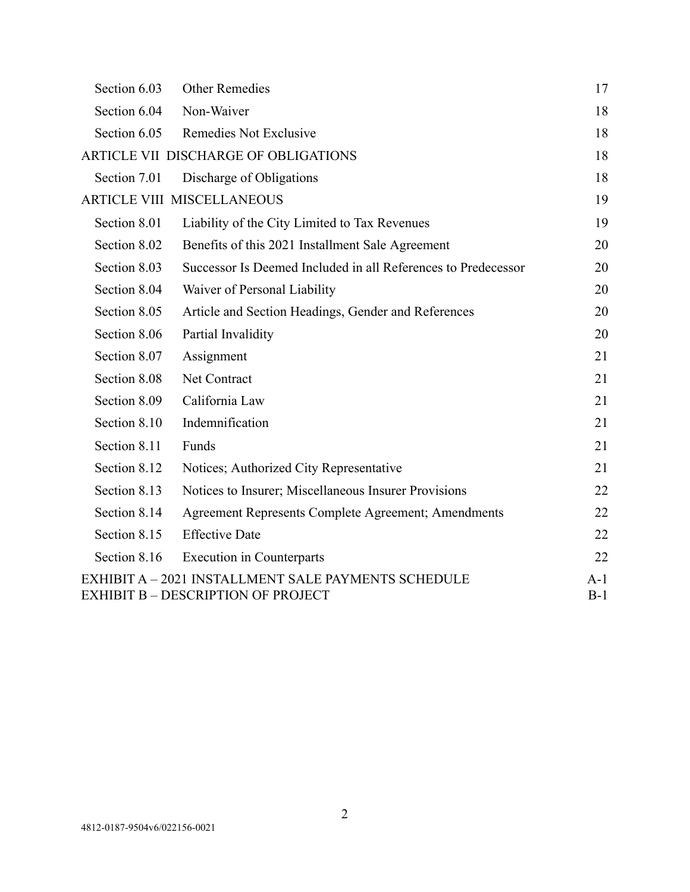| | | |
|---|---|---|
| Section 6.03 | Other Remedies | 17 |
| Section 6.04 | Non-Waiver | 18 |
| Section 6.05 | Remedies Not Exclusive | 18 |
| ARTICLE VII DISCHARGE OF OBLIGATIONS | | 18 |
| Section 7.01 | Discharge of Obligations | 18 |
| ARTICLE VIII MISCELLANEOUS | | 19 |
| Section 8.01 | Liability of the City Limited to Tax Revenues | 19 |
| Section 8.02 | Benefits of this 2021 Installment Sale Agreement | 20 |
| Section 8.03 | Successor Is Deemed Included in all References to Predecessor | 20 |
| Section 8.04 | Waiver of Personal Liability | 20 |
| Section 8.05 | Article and Section Headings, Gender and References | 20 |
| Section 8.06 | Partial Invalidity | 20 |
| Section 8.07 | Assignment | 21 |
| Section 8.08 | Net Contract | 21 |
| Section 8.09 | California Law | 21 |
| Section 8.10 | Indemnification | 21 |
| Section 8.11 | Funds | 21 |
| Section 8.12 | Notices; Authorized City Representative | 21 |
| Section 8.13 | Notices to Insurer; Miscellaneous Insurer Provisions | 22 |
| Section 8.14 | Agreement Represents Complete Agreement; Amendments | 22 |
| Section 8.15 | Effective Date | 22 |
| Section 8.16 | Execution in Counterparts | 22 |
| EXHIBIT A – 2021 INSTALLMENT SALE PAYMENTS SCHEDULE | | A-1 |
| EXHIBIT B – DESCRIPTION OF PROJECT | | B-1 |

4812-0187-9504v6/022156-0021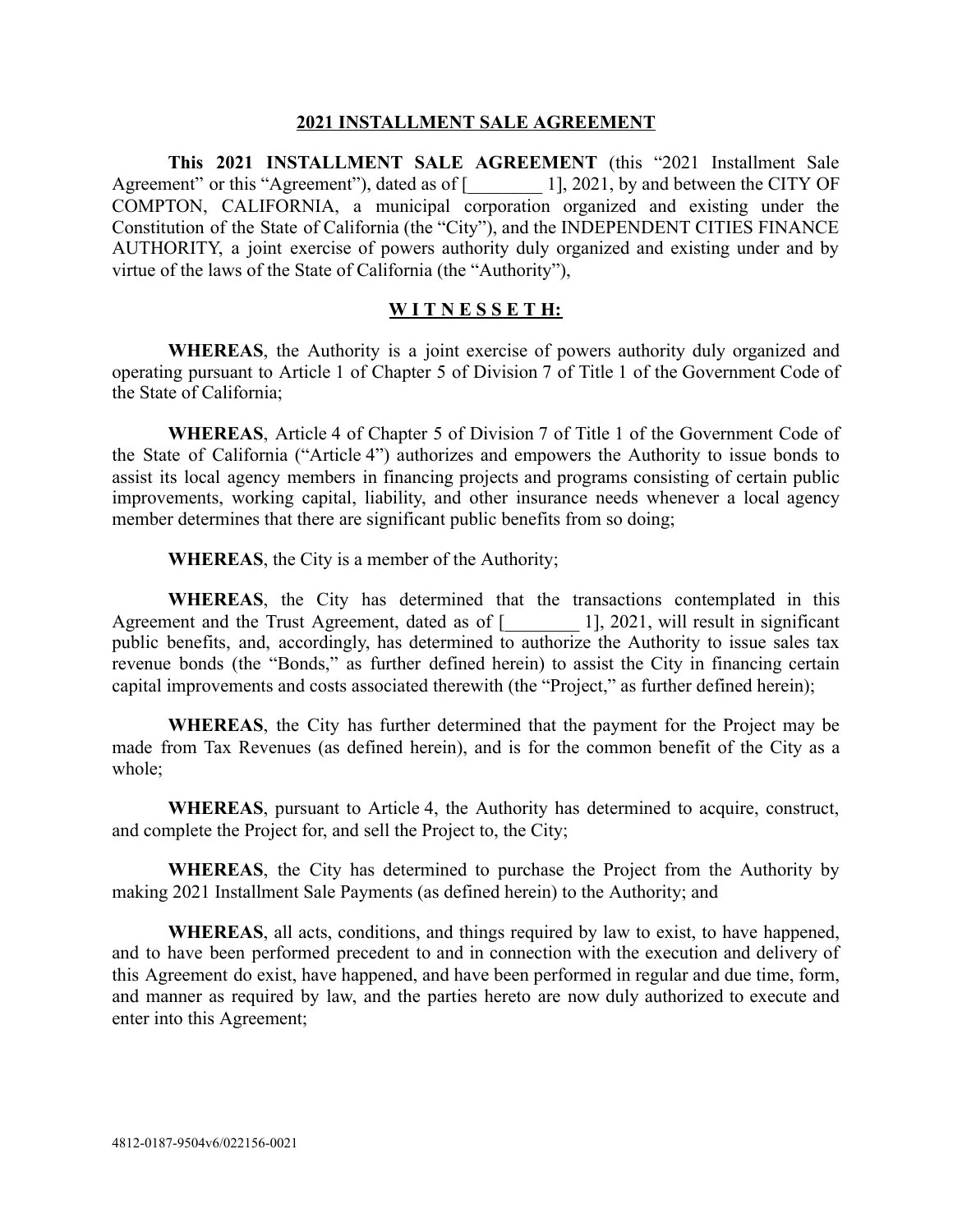# 2021 INSTALLMENT SALE AGREEMENT

**This 2021 INSTALLMENT SALE AGREEMENT** (this "2021 Installment Sale Agreement" or this "Agreement"), dated as of [________ 1], 2021, by and between the CITY OF COMPTON, CALIFORNIA, a municipal corporation organized and existing under the Constitution of the State of California (the "City"), and the INDEPENDENT CITIES FINANCE AUTHORITY, a joint exercise of powers authority duly organized and existing under and by virtue of the laws of the State of California (the "Authority"),

## W I T N E S S E T H:

**WHEREAS**, the Authority is a joint exercise of powers authority duly organized and operating pursuant to Article 1 of Chapter 5 of Division 7 of Title 1 of the Government Code of the State of California;

**WHEREAS**, Article 4 of Chapter 5 of Division 7 of Title 1 of the Government Code of the State of California ("Article 4") authorizes and empowers the Authority to issue bonds to assist its local agency members in financing projects and programs consisting of certain public improvements, working capital, liability, and other insurance needs whenever a local agency member determines that there are significant public benefits from so doing;

**WHEREAS**, the City is a member of the Authority;

**WHEREAS**, the City has determined that the transactions contemplated in this Agreement and the Trust Agreement, dated as of [________ 1], 2021, will result in significant public benefits, and, accordingly, has determined to authorize the Authority to issue sales tax revenue bonds (the "Bonds," as further defined herein) to assist the City in financing certain capital improvements and costs associated therewith (the "Project," as further defined herein);

**WHEREAS**, the City has further determined that the payment for the Project may be made from Tax Revenues (as defined herein), and is for the common benefit of the City as a whole;

**WHEREAS**, pursuant to Article 4, the Authority has determined to acquire, construct, and complete the Project for, and sell the Project to, the City;

**WHEREAS**, the City has determined to purchase the Project from the Authority by making 2021 Installment Sale Payments (as defined herein) to the Authority; and

**WHEREAS**, all acts, conditions, and things required by law to exist, to have happened, and to have been performed precedent to and in connection with the execution and delivery of this Agreement do exist, have happened, and have been performed in regular and due time, form, and manner as required by law, and the parties hereto are now duly authorized to execute and enter into this Agreement;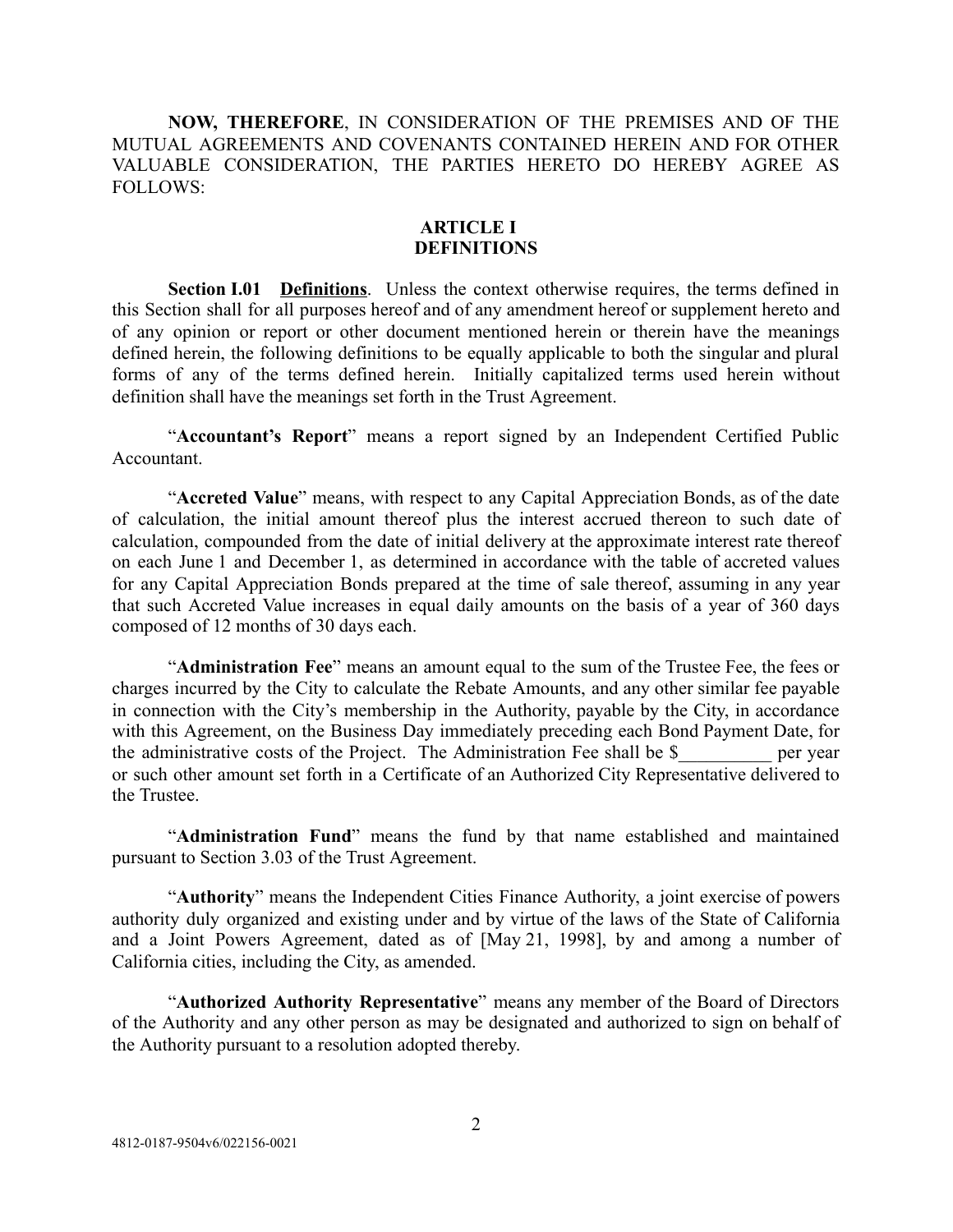**NOW, THEREFORE**, IN CONSIDERATION OF THE PREMISES AND OF THE MUTUAL AGREEMENTS AND COVENANTS CONTAINED HEREIN AND FOR OTHER VALUABLE CONSIDERATION, THE PARTIES HERETO DO HEREBY AGREE AS FOLLOWS:

## ARTICLE I
## DEFINITIONS

**Section I.01 Definitions**. Unless the context otherwise requires, the terms defined in this Section shall for all purposes hereof and of any amendment hereof or supplement hereto and of any opinion or report or other document mentioned herein or therein have the meanings defined herein, the following definitions to be equally applicable to both the singular and plural forms of any of the terms defined herein. Initially capitalized terms used herein without definition shall have the meanings set forth in the Trust Agreement.

"**Accountant's Report**" means a report signed by an Independent Certified Public Accountant.

"**Accreted Value**" means, with respect to any Capital Appreciation Bonds, as of the date of calculation, the initial amount thereof plus the interest accrued thereon to such date of calculation, compounded from the date of initial delivery at the approximate interest rate thereof on each June 1 and December 1, as determined in accordance with the table of accreted values for any Capital Appreciation Bonds prepared at the time of sale thereof, assuming in any year that such Accreted Value increases in equal daily amounts on the basis of a year of 360 days composed of 12 months of 30 days each.

"**Administration Fee**" means an amount equal to the sum of the Trustee Fee, the fees or charges incurred by the City to calculate the Rebate Amounts, and any other similar fee payable in connection with the City's membership in the Authority, payable by the City, in accordance with this Agreement, on the Business Day immediately preceding each Bond Payment Date, for the administrative costs of the Project. The Administration Fee shall be $__________ per year or such other amount set forth in a Certificate of an Authorized City Representative delivered to the Trustee.

"**Administration Fund**" means the fund by that name established and maintained pursuant to Section 3.03 of the Trust Agreement.

"**Authority**" means the Independent Cities Finance Authority, a joint exercise of powers authority duly organized and existing under and by virtue of the laws of the State of California and a Joint Powers Agreement, dated as of [May 21, 1998], by and among a number of California cities, including the City, as amended.

"**Authorized Authority Representative**" means any member of the Board of Directors of the Authority and any other person as may be designated and authorized to sign on behalf of the Authority pursuant to a resolution adopted thereby.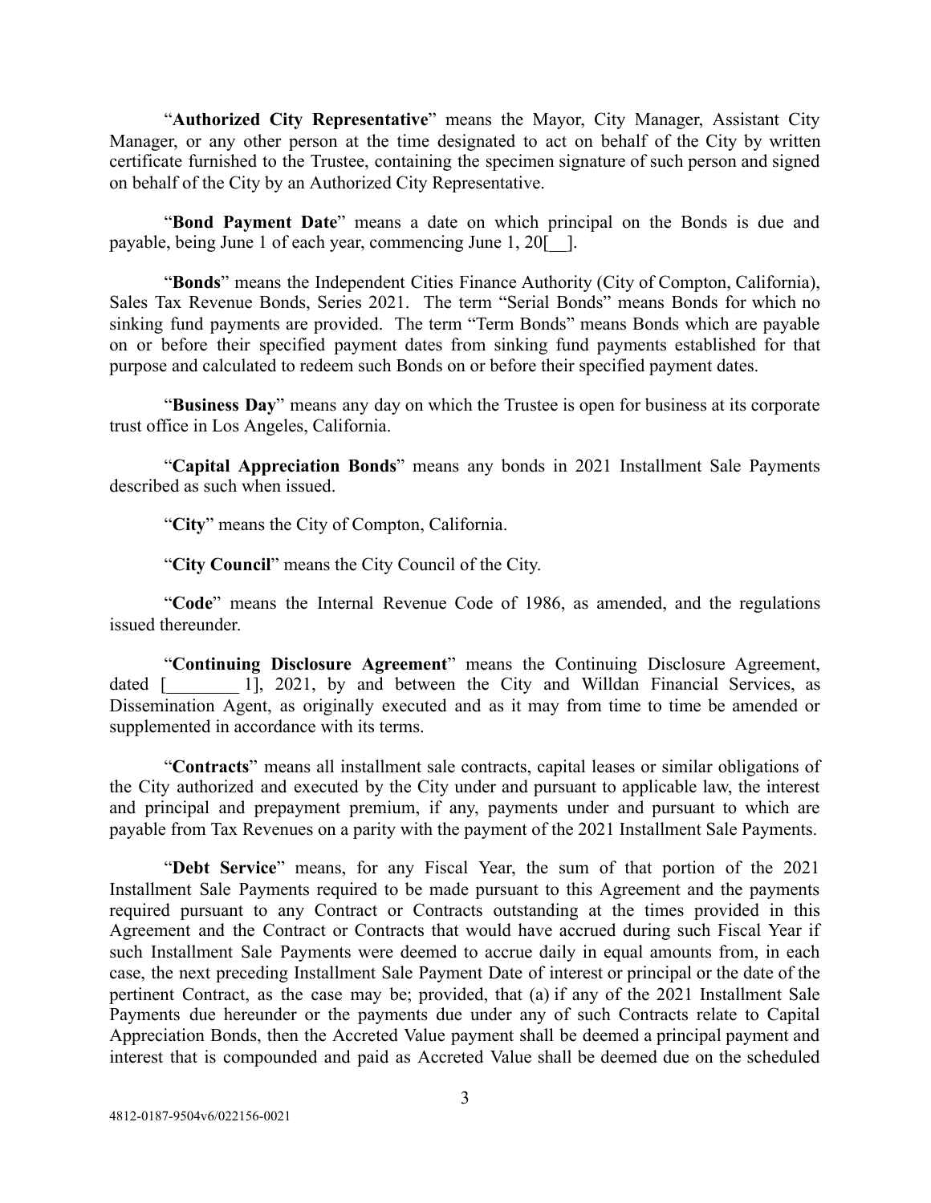"**Authorized City Representative**" means the Mayor, City Manager, Assistant City Manager, or any other person at the time designated to act on behalf of the City by written certificate furnished to the Trustee, containing the specimen signature of such person and signed on behalf of the City by an Authorized City Representative.

"**Bond Payment Date**" means a date on which principal on the Bonds is due and payable, being June 1 of each year, commencing June 1, 20[__].

"**Bonds**" means the Independent Cities Finance Authority (City of Compton, California), Sales Tax Revenue Bonds, Series 2021. The term "Serial Bonds" means Bonds for which no sinking fund payments are provided. The term "Term Bonds" means Bonds which are payable on or before their specified payment dates from sinking fund payments established for that purpose and calculated to redeem such Bonds on or before their specified payment dates.

"**Business Day**" means any day on which the Trustee is open for business at its corporate trust office in Los Angeles, California.

"**Capital Appreciation Bonds**" means any bonds in 2021 Installment Sale Payments described as such when issued.

"**City**" means the City of Compton, California.

"**City Council**" means the City Council of the City.

"**Code**" means the Internal Revenue Code of 1986, as amended, and the regulations issued thereunder.

"**Continuing Disclosure Agreement**" means the Continuing Disclosure Agreement, dated [________ 1], 2021, by and between the City and Willdan Financial Services, as Dissemination Agent, as originally executed and as it may from time to time be amended or supplemented in accordance with its terms.

"**Contracts**" means all installment sale contracts, capital leases or similar obligations of the City authorized and executed by the City under and pursuant to applicable law, the interest and principal and prepayment premium, if any, payments under and pursuant to which are payable from Tax Revenues on a parity with the payment of the 2021 Installment Sale Payments.

"**Debt Service**" means, for any Fiscal Year, the sum of that portion of the 2021 Installment Sale Payments required to be made pursuant to this Agreement and the payments required pursuant to any Contract or Contracts outstanding at the times provided in this Agreement and the Contract or Contracts that would have accrued during such Fiscal Year if such Installment Sale Payments were deemed to accrue daily in equal amounts from, in each case, the next preceding Installment Sale Payment Date of interest or principal or the date of the pertinent Contract, as the case may be; provided, that (a) if any of the 2021 Installment Sale Payments due hereunder or the payments due under any of such Contracts relate to Capital Appreciation Bonds, then the Accreted Value payment shall be deemed a principal payment and interest that is compounded and paid as Accreted Value shall be deemed due on the scheduled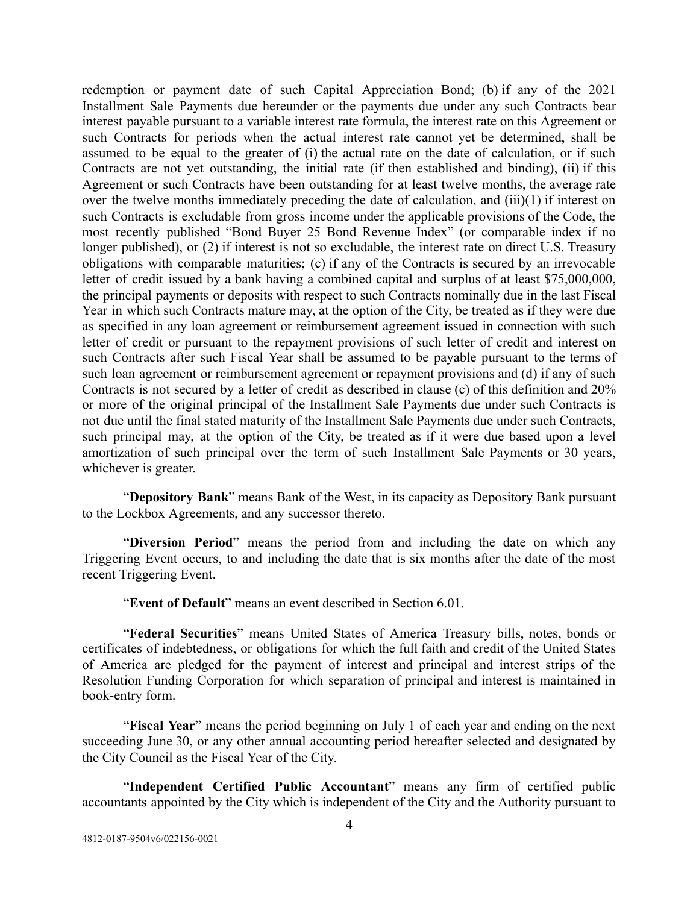redemption or payment date of such Capital Appreciation Bond; (b) if any of the 2021 Installment Sale Payments due hereunder or the payments due under any such Contracts bear interest payable pursuant to a variable interest rate formula, the interest rate on this Agreement or such Contracts for periods when the actual interest rate cannot yet be determined, shall be assumed to be equal to the greater of (i) the actual rate on the date of calculation, or if such Contracts are not yet outstanding, the initial rate (if then established and binding), (ii) if this Agreement or such Contracts have been outstanding for at least twelve months, the average rate over the twelve months immediately preceding the date of calculation, and (iii)(1) if interest on such Contracts is excludable from gross income under the applicable provisions of the Code, the most recently published "Bond Buyer 25 Bond Revenue Index" (or comparable index if no longer published), or (2) if interest is not so excludable, the interest rate on direct U.S. Treasury obligations with comparable maturities; (c) if any of the Contracts is secured by an irrevocable letter of credit issued by a bank having a combined capital and surplus of at least $75,000,000, the principal payments or deposits with respect to such Contracts nominally due in the last Fiscal Year in which such Contracts mature may, at the option of the City, be treated as if they were due as specified in any loan agreement or reimbursement agreement issued in connection with such letter of credit or pursuant to the repayment provisions of such letter of credit and interest on such Contracts after such Fiscal Year shall be assumed to be payable pursuant to the terms of such loan agreement or reimbursement agreement or repayment provisions and (d) if any of such Contracts is not secured by a letter of credit as described in clause (c) of this definition and 20% or more of the original principal of the Installment Sale Payments due under such Contracts is not due until the final stated maturity of the Installment Sale Payments due under such Contracts, such principal may, at the option of the City, be treated as if it were due based upon a level amortization of such principal over the term of such Installment Sale Payments or 30 years, whichever is greater.

"**Depository Bank**" means Bank of the West, in its capacity as Depository Bank pursuant to the Lockbox Agreements, and any successor thereto.

"**Diversion Period**" means the period from and including the date on which any Triggering Event occurs, to and including the date that is six months after the date of the most recent Triggering Event.

"**Event of Default**" means an event described in Section 6.01.

"**Federal Securities**" means United States of America Treasury bills, notes, bonds or certificates of indebtedness, or obligations for which the full faith and credit of the United States of America are pledged for the payment of interest and principal and interest strips of the Resolution Funding Corporation for which separation of principal and interest is maintained in book-entry form.

"**Fiscal Year**" means the period beginning on July 1 of each year and ending on the next succeeding June 30, or any other annual accounting period hereafter selected and designated by the City Council as the Fiscal Year of the City.

"**Independent Certified Public Accountant**" means any firm of certified public accountants appointed by the City which is independent of the City and the Authority pursuant to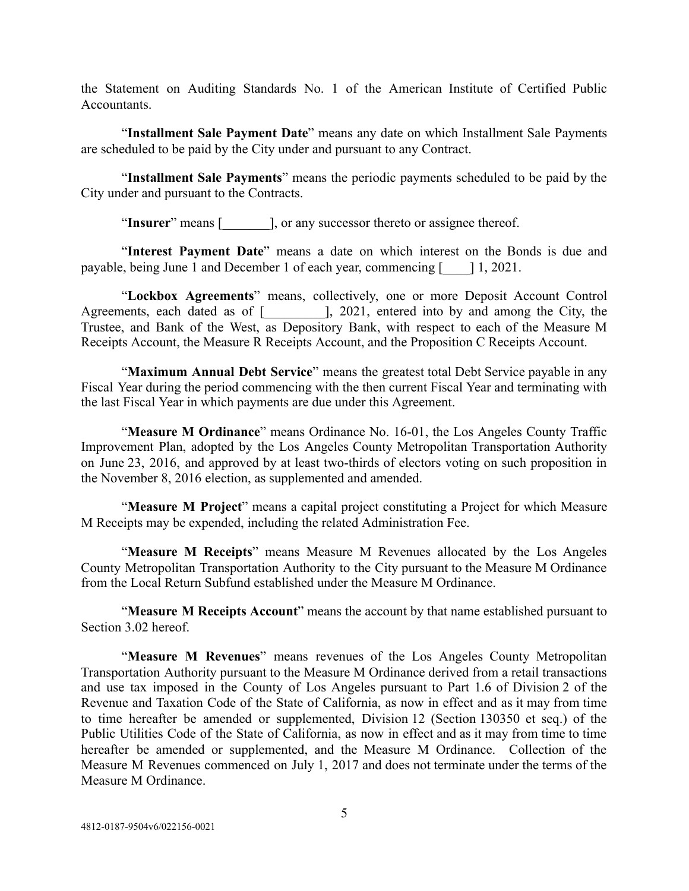the Statement on Auditing Standards No. 1 of the American Institute of Certified Public Accountants.

"**Installment Sale Payment Date**" means any date on which Installment Sale Payments are scheduled to be paid by the City under and pursuant to any Contract.

"**Installment Sale Payments**" means the periodic payments scheduled to be paid by the City under and pursuant to the Contracts.

"**Insurer**" means [_______], or any successor thereto or assignee thereof.

"**Interest Payment Date**" means a date on which interest on the Bonds is due and payable, being June 1 and December 1 of each year, commencing [____] 1, 2021.

"**Lockbox Agreements**" means, collectively, one or more Deposit Account Control Agreements, each dated as of [_________], 2021, entered into by and among the City, the Trustee, and Bank of the West, as Depository Bank, with respect to each of the Measure M Receipts Account, the Measure R Receipts Account, and the Proposition C Receipts Account.

"**Maximum Annual Debt Service**" means the greatest total Debt Service payable in any Fiscal Year during the period commencing with the then current Fiscal Year and terminating with the last Fiscal Year in which payments are due under this Agreement.

"**Measure M Ordinance**" means Ordinance No. 16-01, the Los Angeles County Traffic Improvement Plan, adopted by the Los Angeles County Metropolitan Transportation Authority on June 23, 2016, and approved by at least two-thirds of electors voting on such proposition in the November 8, 2016 election, as supplemented and amended.

"**Measure M Project**" means a capital project constituting a Project for which Measure M Receipts may be expended, including the related Administration Fee.

"**Measure M Receipts**" means Measure M Revenues allocated by the Los Angeles County Metropolitan Transportation Authority to the City pursuant to the Measure M Ordinance from the Local Return Subfund established under the Measure M Ordinance.

"**Measure M Receipts Account**" means the account by that name established pursuant to Section 3.02 hereof.

"**Measure M Revenues**" means revenues of the Los Angeles County Metropolitan Transportation Authority pursuant to the Measure M Ordinance derived from a retail transactions and use tax imposed in the County of Los Angeles pursuant to Part 1.6 of Division 2 of the Revenue and Taxation Code of the State of California, as now in effect and as it may from time to time hereafter be amended or supplemented, Division 12 (Section 130350 et seq.) of the Public Utilities Code of the State of California, as now in effect and as it may from time to time hereafter be amended or supplemented, and the Measure M Ordinance. Collection of the Measure M Revenues commenced on July 1, 2017 and does not terminate under the terms of the Measure M Ordinance.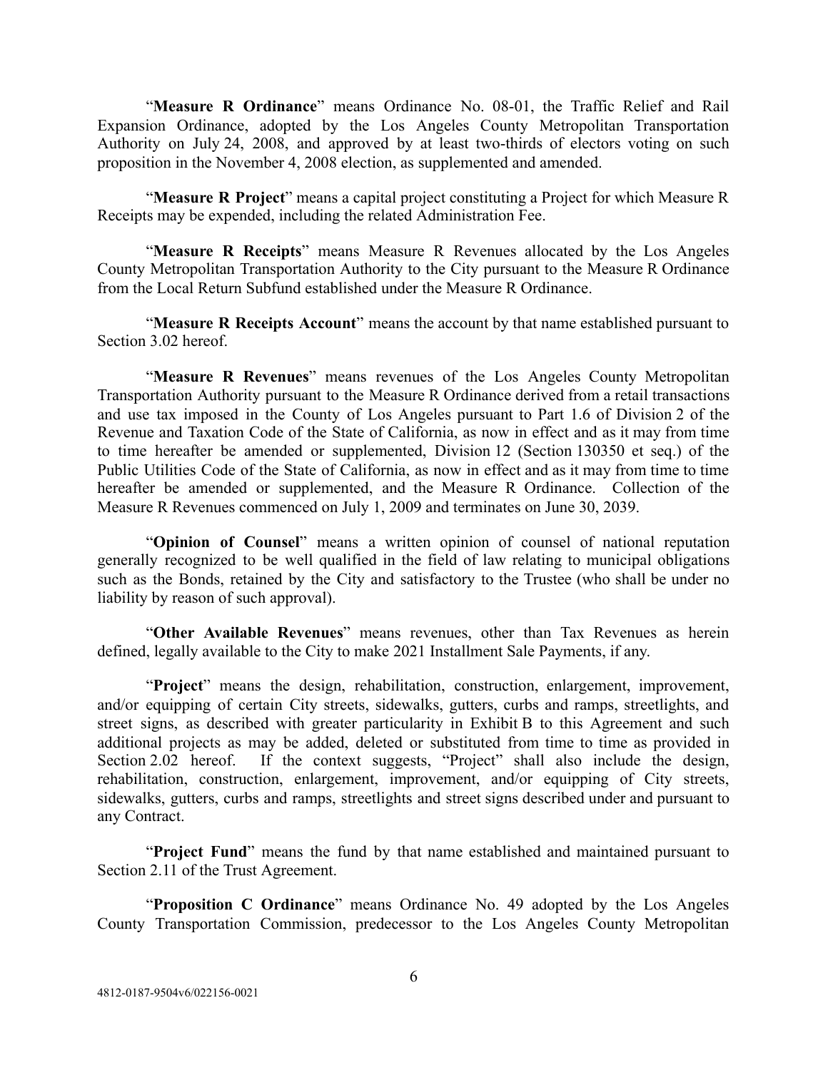"**Measure R Ordinance**" means Ordinance No. 08-01, the Traffic Relief and Rail Expansion Ordinance, adopted by the Los Angeles County Metropolitan Transportation Authority on July 24, 2008, and approved by at least two-thirds of electors voting on such proposition in the November 4, 2008 election, as supplemented and amended.

"**Measure R Project**" means a capital project constituting a Project for which Measure R Receipts may be expended, including the related Administration Fee.

"**Measure R Receipts**" means Measure R Revenues allocated by the Los Angeles County Metropolitan Transportation Authority to the City pursuant to the Measure R Ordinance from the Local Return Subfund established under the Measure R Ordinance.

"**Measure R Receipts Account**" means the account by that name established pursuant to Section 3.02 hereof.

"**Measure R Revenues**" means revenues of the Los Angeles County Metropolitan Transportation Authority pursuant to the Measure R Ordinance derived from a retail transactions and use tax imposed in the County of Los Angeles pursuant to Part 1.6 of Division 2 of the Revenue and Taxation Code of the State of California, as now in effect and as it may from time to time hereafter be amended or supplemented, Division 12 (Section 130350 et seq.) of the Public Utilities Code of the State of California, as now in effect and as it may from time to time hereafter be amended or supplemented, and the Measure R Ordinance. Collection of the Measure R Revenues commenced on July 1, 2009 and terminates on June 30, 2039.

"**Opinion of Counsel**" means a written opinion of counsel of national reputation generally recognized to be well qualified in the field of law relating to municipal obligations such as the Bonds, retained by the City and satisfactory to the Trustee (who shall be under no liability by reason of such approval).

"**Other Available Revenues**" means revenues, other than Tax Revenues as herein defined, legally available to the City to make 2021 Installment Sale Payments, if any.

"**Project**" means the design, rehabilitation, construction, enlargement, improvement, and/or equipping of certain City streets, sidewalks, gutters, curbs and ramps, streetlights, and street signs, as described with greater particularity in Exhibit B to this Agreement and such additional projects as may be added, deleted or substituted from time to time as provided in Section 2.02 hereof. If the context suggests, "Project" shall also include the design, rehabilitation, construction, enlargement, improvement, and/or equipping of City streets, sidewalks, gutters, curbs and ramps, streetlights and street signs described under and pursuant to any Contract.

"**Project Fund**" means the fund by that name established and maintained pursuant to Section 2.11 of the Trust Agreement.

"**Proposition C Ordinance**" means Ordinance No. 49 adopted by the Los Angeles County Transportation Commission, predecessor to the Los Angeles County Metropolitan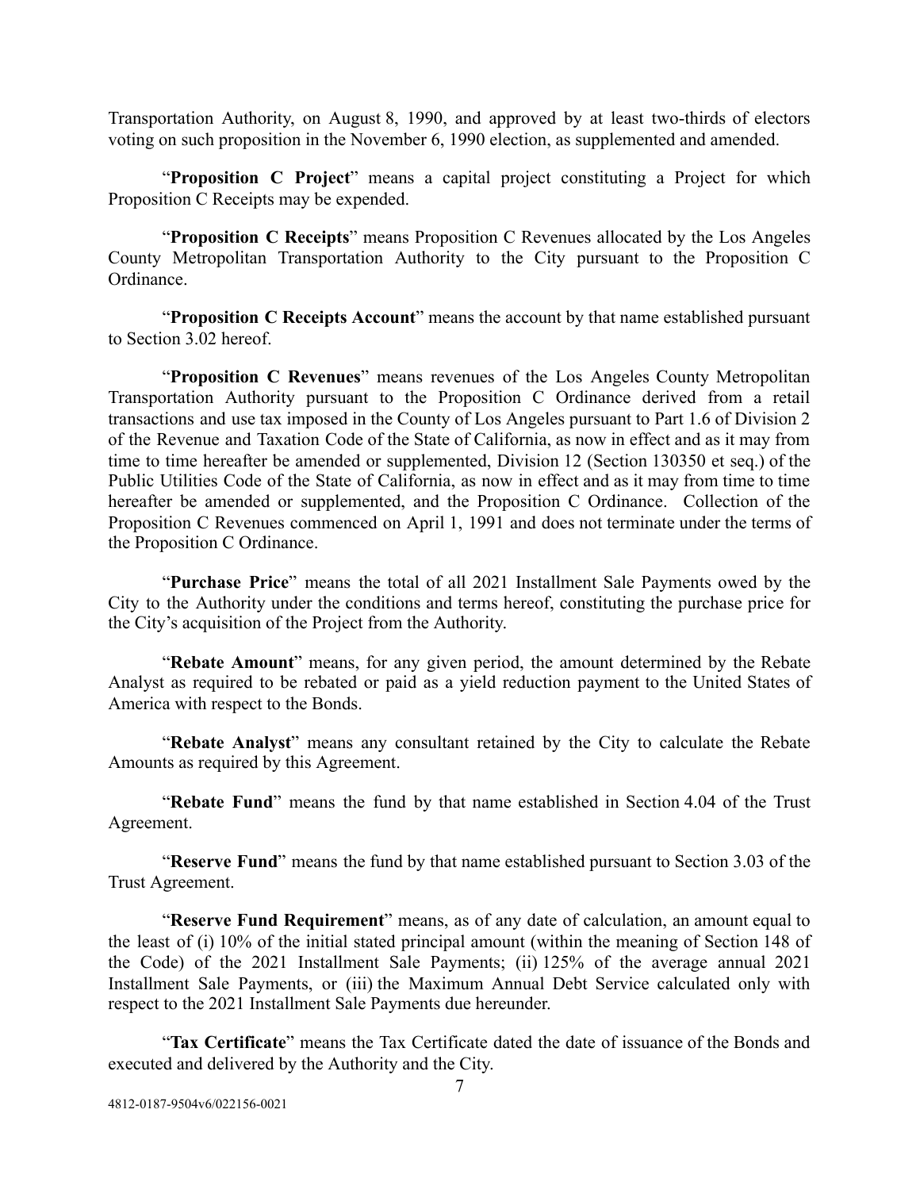Transportation Authority, on August 8, 1990, and approved by at least two-thirds of electors voting on such proposition in the November 6, 1990 election, as supplemented and amended.

"**Proposition C Project**" means a capital project constituting a Project for which Proposition C Receipts may be expended.

"**Proposition C Receipts**" means Proposition C Revenues allocated by the Los Angeles County Metropolitan Transportation Authority to the City pursuant to the Proposition C Ordinance.

"**Proposition C Receipts Account**" means the account by that name established pursuant to Section 3.02 hereof.

"**Proposition C Revenues**" means revenues of the Los Angeles County Metropolitan Transportation Authority pursuant to the Proposition C Ordinance derived from a retail transactions and use tax imposed in the County of Los Angeles pursuant to Part 1.6 of Division 2 of the Revenue and Taxation Code of the State of California, as now in effect and as it may from time to time hereafter be amended or supplemented, Division 12 (Section 130350 et seq.) of the Public Utilities Code of the State of California, as now in effect and as it may from time to time hereafter be amended or supplemented, and the Proposition C Ordinance. Collection of the Proposition C Revenues commenced on April 1, 1991 and does not terminate under the terms of the Proposition C Ordinance.

"**Purchase Price**" means the total of all 2021 Installment Sale Payments owed by the City to the Authority under the conditions and terms hereof, constituting the purchase price for the City's acquisition of the Project from the Authority.

"**Rebate Amount**" means, for any given period, the amount determined by the Rebate Analyst as required to be rebated or paid as a yield reduction payment to the United States of America with respect to the Bonds.

"**Rebate Analyst**" means any consultant retained by the City to calculate the Rebate Amounts as required by this Agreement.

"**Rebate Fund**" means the fund by that name established in Section 4.04 of the Trust Agreement.

"**Reserve Fund**" means the fund by that name established pursuant to Section 3.03 of the Trust Agreement.

"**Reserve Fund Requirement**" means, as of any date of calculation, an amount equal to the least of (i) 10% of the initial stated principal amount (within the meaning of Section 148 of the Code) of the 2021 Installment Sale Payments; (ii) 125% of the average annual 2021 Installment Sale Payments, or (iii) the Maximum Annual Debt Service calculated only with respect to the 2021 Installment Sale Payments due hereunder.

"**Tax Certificate**" means the Tax Certificate dated the date of issuance of the Bonds and executed and delivered by the Authority and the City.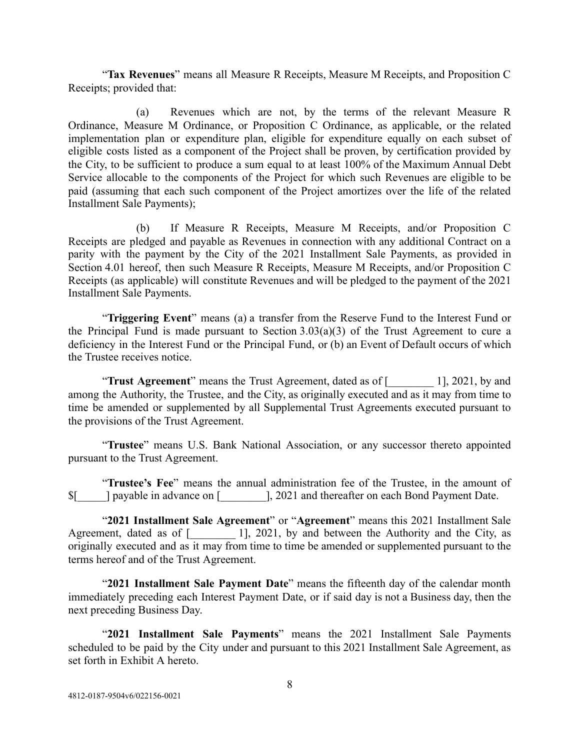"**Tax Revenues**" means all Measure R Receipts, Measure M Receipts, and Proposition C Receipts; provided that:

(a) Revenues which are not, by the terms of the relevant Measure R Ordinance, Measure M Ordinance, or Proposition C Ordinance, as applicable, or the related implementation plan or expenditure plan, eligible for expenditure equally on each subset of eligible costs listed as a component of the Project shall be proven, by certification provided by the City, to be sufficient to produce a sum equal to at least 100% of the Maximum Annual Debt Service allocable to the components of the Project for which such Revenues are eligible to be paid (assuming that each such component of the Project amortizes over the life of the related Installment Sale Payments);

(b) If Measure R Receipts, Measure M Receipts, and/or Proposition C Receipts are pledged and payable as Revenues in connection with any additional Contract on a parity with the payment by the City of the 2021 Installment Sale Payments, as provided in Section 4.01 hereof, then such Measure R Receipts, Measure M Receipts, and/or Proposition C Receipts (as applicable) will constitute Revenues and will be pledged to the payment of the 2021 Installment Sale Payments.

"**Triggering Event**" means (a) a transfer from the Reserve Fund to the Interest Fund or the Principal Fund is made pursuant to Section 3.03(a)(3) of the Trust Agreement to cure a deficiency in the Interest Fund or the Principal Fund, or (b) an Event of Default occurs of which the Trustee receives notice.

"**Trust Agreement**" means the Trust Agreement, dated as of [________ 1], 2021, by and among the Authority, the Trustee, and the City, as originally executed and as it may from time to time be amended or supplemented by all Supplemental Trust Agreements executed pursuant to the provisions of the Trust Agreement.

"**Trustee**" means U.S. Bank National Association, or any successor thereto appointed pursuant to the Trust Agreement.

"**Trustee's Fee**" means the annual administration fee of the Trustee, in the amount of $[_____] payable in advance on [________], 2021 and thereafter on each Bond Payment Date.

"**2021 Installment Sale Agreement**" or "**Agreement**" means this 2021 Installment Sale Agreement, dated as of [________ 1], 2021, by and between the Authority and the City, as originally executed and as it may from time to time be amended or supplemented pursuant to the terms hereof and of the Trust Agreement.

"**2021 Installment Sale Payment Date**" means the fifteenth day of the calendar month immediately preceding each Interest Payment Date, or if said day is not a Business day, then the next preceding Business Day.

"**2021 Installment Sale Payments**" means the 2021 Installment Sale Payments scheduled to be paid by the City under and pursuant to this 2021 Installment Sale Agreement, as set forth in Exhibit A hereto.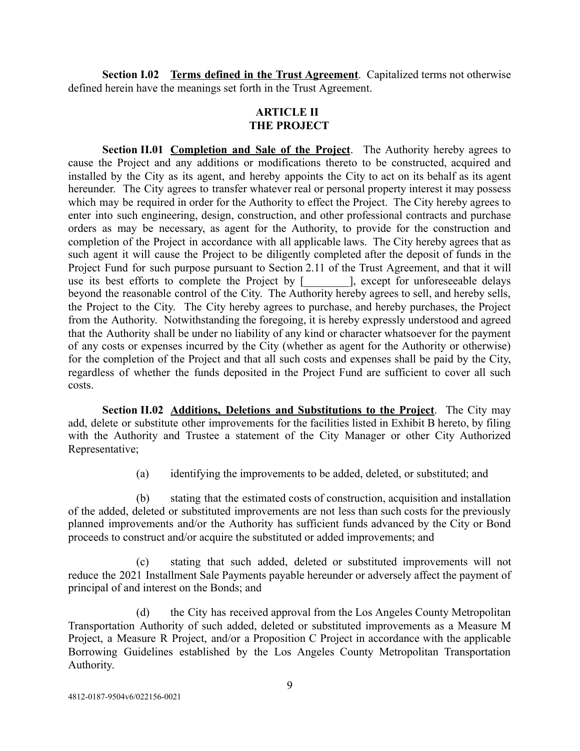**Section I.02 Terms defined in the Trust Agreement**. Capitalized terms not otherwise defined herein have the meanings set forth in the Trust Agreement.

## ARTICLE II
## THE PROJECT

**Section II.01 Completion and Sale of the Project**. The Authority hereby agrees to cause the Project and any additions or modifications thereto to be constructed, acquired and installed by the City as its agent, and hereby appoints the City to act on its behalf as its agent hereunder. The City agrees to transfer whatever real or personal property interest it may possess which may be required in order for the Authority to effect the Project. The City hereby agrees to enter into such engineering, design, construction, and other professional contracts and purchase orders as may be necessary, as agent for the Authority, to provide for the construction and completion of the Project in accordance with all applicable laws. The City hereby agrees that as such agent it will cause the Project to be diligently completed after the deposit of funds in the Project Fund for such purpose pursuant to Section 2.11 of the Trust Agreement, and that it will use its best efforts to complete the Project by [________], except for unforeseeable delays beyond the reasonable control of the City. The Authority hereby agrees to sell, and hereby sells, the Project to the City. The City hereby agrees to purchase, and hereby purchases, the Project from the Authority. Notwithstanding the foregoing, it is hereby expressly understood and agreed that the Authority shall be under no liability of any kind or character whatsoever for the payment of any costs or expenses incurred by the City (whether as agent for the Authority or otherwise) for the completion of the Project and that all such costs and expenses shall be paid by the City, regardless of whether the funds deposited in the Project Fund are sufficient to cover all such costs.

**Section II.02 Additions, Deletions and Substitutions to the Project**. The City may add, delete or substitute other improvements for the facilities listed in Exhibit B hereto, by filing with the Authority and Trustee a statement of the City Manager or other City Authorized Representative;

(a) identifying the improvements to be added, deleted, or substituted; and

(b) stating that the estimated costs of construction, acquisition and installation of the added, deleted or substituted improvements are not less than such costs for the previously planned improvements and/or the Authority has sufficient funds advanced by the City or Bond proceeds to construct and/or acquire the substituted or added improvements; and

(c) stating that such added, deleted or substituted improvements will not reduce the 2021 Installment Sale Payments payable hereunder or adversely affect the payment of principal of and interest on the Bonds; and

(d) the City has received approval from the Los Angeles County Metropolitan Transportation Authority of such added, deleted or substituted improvements as a Measure M Project, a Measure R Project, and/or a Proposition C Project in accordance with the applicable Borrowing Guidelines established by the Los Angeles County Metropolitan Transportation Authority.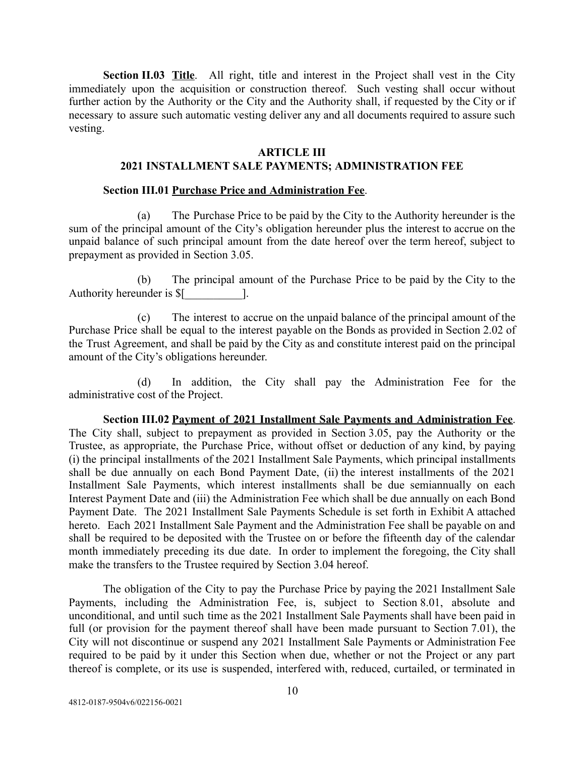**Section II.03 Title**. All right, title and interest in the Project shall vest in the City immediately upon the acquisition or construction thereof. Such vesting shall occur without further action by the Authority or the City and the Authority shall, if requested by the City or if necessary to assure such automatic vesting deliver any and all documents required to assure such vesting.

## ARTICLE III
## 2021 INSTALLMENT SALE PAYMENTS; ADMINISTRATION FEE

**Section III.01 Purchase Price and Administration Fee**.

(a) The Purchase Price to be paid by the City to the Authority hereunder is the sum of the principal amount of the City's obligation hereunder plus the interest to accrue on the unpaid balance of such principal amount from the date hereof over the term hereof, subject to prepayment as provided in Section 3.05.

(b) The principal amount of the Purchase Price to be paid by the City to the Authority hereunder is $[__________].

(c) The interest to accrue on the unpaid balance of the principal amount of the Purchase Price shall be equal to the interest payable on the Bonds as provided in Section 2.02 of the Trust Agreement, and shall be paid by the City as and constitute interest paid on the principal amount of the City's obligations hereunder.

(d) In addition, the City shall pay the Administration Fee for the administrative cost of the Project.

**Section III.02 Payment of 2021 Installment Sale Payments and Administration Fee**. The City shall, subject to prepayment as provided in Section 3.05, pay the Authority or the Trustee, as appropriate, the Purchase Price, without offset or deduction of any kind, by paying (i) the principal installments of the 2021 Installment Sale Payments, which principal installments shall be due annually on each Bond Payment Date, (ii) the interest installments of the 2021 Installment Sale Payments, which interest installments shall be due semiannually on each Interest Payment Date and (iii) the Administration Fee which shall be due annually on each Bond Payment Date. The 2021 Installment Sale Payments Schedule is set forth in Exhibit A attached hereto. Each 2021 Installment Sale Payment and the Administration Fee shall be payable on and shall be required to be deposited with the Trustee on or before the fifteenth day of the calendar month immediately preceding its due date. In order to implement the foregoing, the City shall make the transfers to the Trustee required by Section 3.04 hereof.

The obligation of the City to pay the Purchase Price by paying the 2021 Installment Sale Payments, including the Administration Fee, is, subject to Section 8.01, absolute and unconditional, and until such time as the 2021 Installment Sale Payments shall have been paid in full (or provision for the payment thereof shall have been made pursuant to Section 7.01), the City will not discontinue or suspend any 2021 Installment Sale Payments or Administration Fee required to be paid by it under this Section when due, whether or not the Project or any part thereof is complete, or its use is suspended, interfered with, reduced, curtailed, or terminated in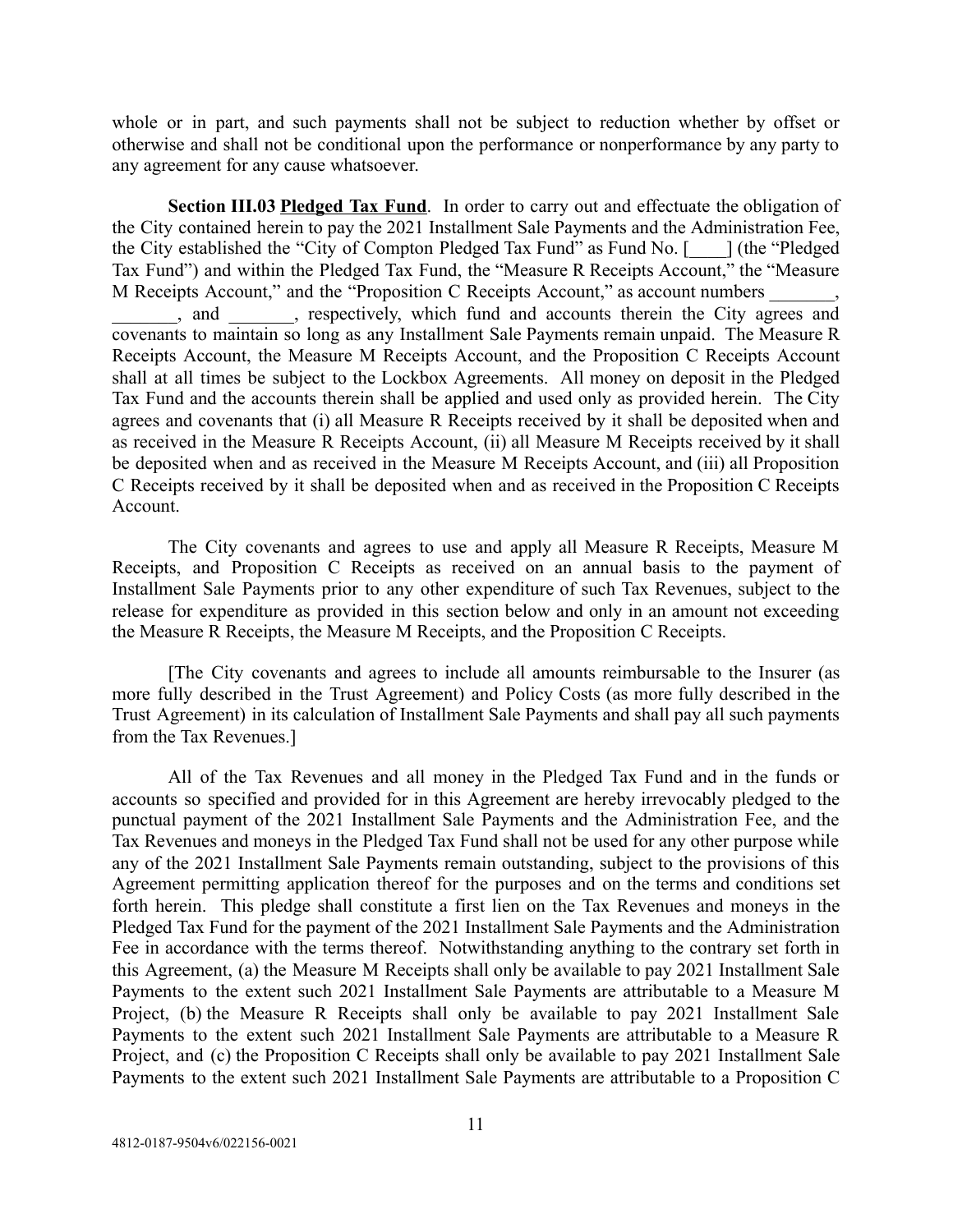whole or in part, and such payments shall not be subject to reduction whether by offset or otherwise and shall not be conditional upon the performance or nonperformance by any party to any agreement for any cause whatsoever.

**Section III.03 Pledged Tax Fund**. In order to carry out and effectuate the obligation of the City contained herein to pay the 2021 Installment Sale Payments and the Administration Fee, the City established the "City of Compton Pledged Tax Fund" as Fund No. [____] (the "Pledged Tax Fund") and within the Pledged Tax Fund, the "Measure R Receipts Account," the "Measure M Receipts Account," and the "Proposition C Receipts Account," as account numbers _______, _______, and _______, respectively, which fund and accounts therein the City agrees and covenants to maintain so long as any Installment Sale Payments remain unpaid. The Measure R Receipts Account, the Measure M Receipts Account, and the Proposition C Receipts Account shall at all times be subject to the Lockbox Agreements. All money on deposit in the Pledged Tax Fund and the accounts therein shall be applied and used only as provided herein. The City agrees and covenants that (i) all Measure R Receipts received by it shall be deposited when and as received in the Measure R Receipts Account, (ii) all Measure M Receipts received by it shall be deposited when and as received in the Measure M Receipts Account, and (iii) all Proposition C Receipts received by it shall be deposited when and as received in the Proposition C Receipts Account.

The City covenants and agrees to use and apply all Measure R Receipts, Measure M Receipts, and Proposition C Receipts as received on an annual basis to the payment of Installment Sale Payments prior to any other expenditure of such Tax Revenues, subject to the release for expenditure as provided in this section below and only in an amount not exceeding the Measure R Receipts, the Measure M Receipts, and the Proposition C Receipts.

[The City covenants and agrees to include all amounts reimbursable to the Insurer (as more fully described in the Trust Agreement) and Policy Costs (as more fully described in the Trust Agreement) in its calculation of Installment Sale Payments and shall pay all such payments from the Tax Revenues.]

All of the Tax Revenues and all money in the Pledged Tax Fund and in the funds or accounts so specified and provided for in this Agreement are hereby irrevocably pledged to the punctual payment of the 2021 Installment Sale Payments and the Administration Fee, and the Tax Revenues and moneys in the Pledged Tax Fund shall not be used for any other purpose while any of the 2021 Installment Sale Payments remain outstanding, subject to the provisions of this Agreement permitting application thereof for the purposes and on the terms and conditions set forth herein. This pledge shall constitute a first lien on the Tax Revenues and moneys in the Pledged Tax Fund for the payment of the 2021 Installment Sale Payments and the Administration Fee in accordance with the terms thereof. Notwithstanding anything to the contrary set forth in this Agreement, (a) the Measure M Receipts shall only be available to pay 2021 Installment Sale Payments to the extent such 2021 Installment Sale Payments are attributable to a Measure M Project, (b) the Measure R Receipts shall only be available to pay 2021 Installment Sale Payments to the extent such 2021 Installment Sale Payments are attributable to a Measure R Project, and (c) the Proposition C Receipts shall only be available to pay 2021 Installment Sale Payments to the extent such 2021 Installment Sale Payments are attributable to a Proposition C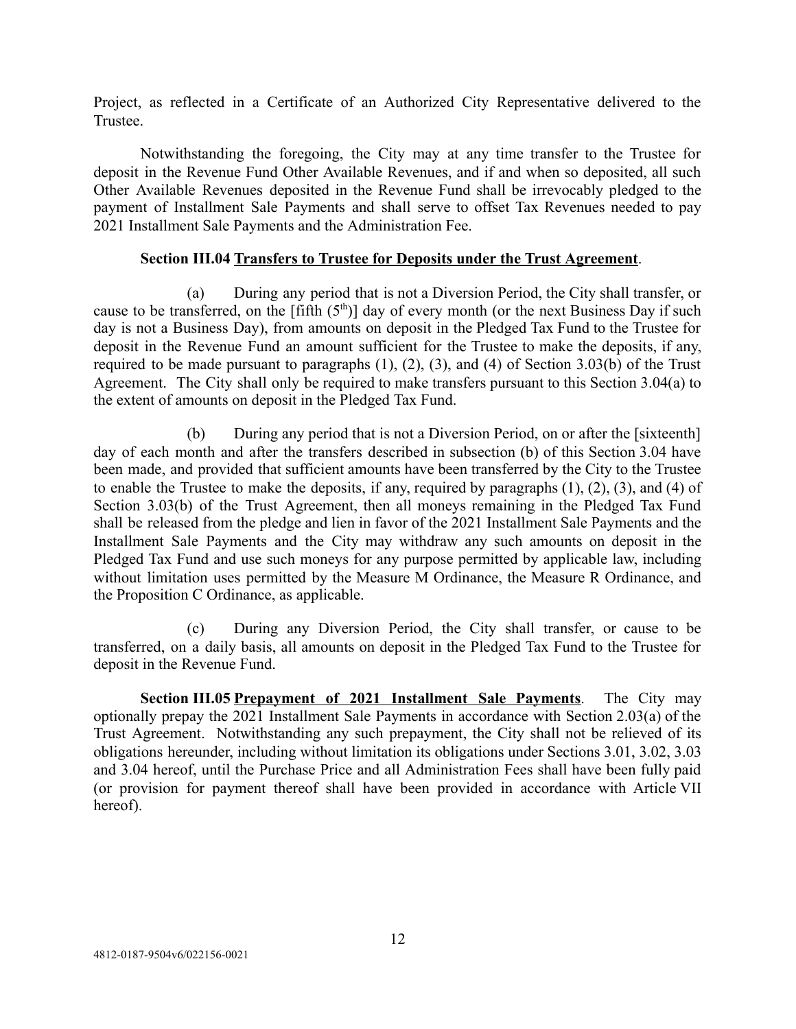Project, as reflected in a Certificate of an Authorized City Representative delivered to the Trustee.

Notwithstanding the foregoing, the City may at any time transfer to the Trustee for deposit in the Revenue Fund Other Available Revenues, and if and when so deposited, all such Other Available Revenues deposited in the Revenue Fund shall be irrevocably pledged to the payment of Installment Sale Payments and shall serve to offset Tax Revenues needed to pay 2021 Installment Sale Payments and the Administration Fee.

**Section III.04** **Transfers to Trustee for Deposits under the Trust Agreement**.

(a) During any period that is not a Diversion Period, the City shall transfer, or cause to be transferred, on the [fifth (5th)] day of every month (or the next Business Day if such day is not a Business Day), from amounts on deposit in the Pledged Tax Fund to the Trustee for deposit in the Revenue Fund an amount sufficient for the Trustee to make the deposits, if any, required to be made pursuant to paragraphs (1), (2), (3), and (4) of Section 3.03(b) of the Trust Agreement. The City shall only be required to make transfers pursuant to this Section 3.04(a) to the extent of amounts on deposit in the Pledged Tax Fund.

(b) During any period that is not a Diversion Period, on or after the [sixteenth] day of each month and after the transfers described in subsection (b) of this Section 3.04 have been made, and provided that sufficient amounts have been transferred by the City to the Trustee to enable the Trustee to make the deposits, if any, required by paragraphs (1), (2), (3), and (4) of Section 3.03(b) of the Trust Agreement, then all moneys remaining in the Pledged Tax Fund shall be released from the pledge and lien in favor of the 2021 Installment Sale Payments and the Installment Sale Payments and the City may withdraw any such amounts on deposit in the Pledged Tax Fund and use such moneys for any purpose permitted by applicable law, including without limitation uses permitted by the Measure M Ordinance, the Measure R Ordinance, and the Proposition C Ordinance, as applicable.

(c) During any Diversion Period, the City shall transfer, or cause to be transferred, on a daily basis, all amounts on deposit in the Pledged Tax Fund to the Trustee for deposit in the Revenue Fund.

**Section III.05** **Prepayment of 2021 Installment Sale Payments**. The City may optionally prepay the 2021 Installment Sale Payments in accordance with Section 2.03(a) of the Trust Agreement. Notwithstanding any such prepayment, the City shall not be relieved of its obligations hereunder, including without limitation its obligations under Sections 3.01, 3.02, 3.03 and 3.04 hereof, until the Purchase Price and all Administration Fees shall have been fully paid (or provision for payment thereof shall have been provided in accordance with Article VII hereof).

4812-0187-9504v6/022156-0021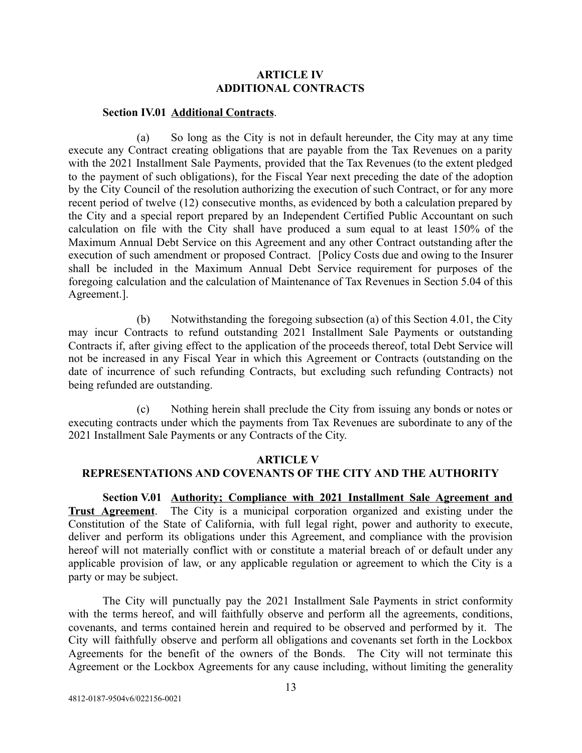# ARTICLE IV
# ADDITIONAL CONTRACTS

**Section IV.01 Additional Contracts.**

(a) So long as the City is not in default hereunder, the City may at any time execute any Contract creating obligations that are payable from the Tax Revenues on a parity with the 2021 Installment Sale Payments, provided that the Tax Revenues (to the extent pledged to the payment of such obligations), for the Fiscal Year next preceding the date of the adoption by the City Council of the resolution authorizing the execution of such Contract, or for any more recent period of twelve (12) consecutive months, as evidenced by both a calculation prepared by the City and a special report prepared by an Independent Certified Public Accountant on such calculation on file with the City shall have produced a sum equal to at least 150% of the Maximum Annual Debt Service on this Agreement and any other Contract outstanding after the execution of such amendment or proposed Contract. [Policy Costs due and owing to the Insurer shall be included in the Maximum Annual Debt Service requirement for purposes of the foregoing calculation and the calculation of Maintenance of Tax Revenues in Section 5.04 of this Agreement.].

(b) Notwithstanding the foregoing subsection (a) of this Section 4.01, the City may incur Contracts to refund outstanding 2021 Installment Sale Payments or outstanding Contracts if, after giving effect to the application of the proceeds thereof, total Debt Service will not be increased in any Fiscal Year in which this Agreement or Contracts (outstanding on the date of incurrence of such refunding Contracts, but excluding such refunding Contracts) not being refunded are outstanding.

(c) Nothing herein shall preclude the City from issuing any bonds or notes or executing contracts under which the payments from Tax Revenues are subordinate to any of the 2021 Installment Sale Payments or any Contracts of the City.

# ARTICLE V
# REPRESENTATIONS AND COVENANTS OF THE CITY AND THE AUTHORITY

**Section V.01 Authority; Compliance with 2021 Installment Sale Agreement and Trust Agreement.** The City is a municipal corporation organized and existing under the Constitution of the State of California, with full legal right, power and authority to execute, deliver and perform its obligations under this Agreement, and compliance with the provision hereof will not materially conflict with or constitute a material breach of or default under any applicable provision of law, or any applicable regulation or agreement to which the City is a party or may be subject.

The City will punctually pay the 2021 Installment Sale Payments in strict conformity with the terms hereof, and will faithfully observe and perform all the agreements, conditions, covenants, and terms contained herein and required to be observed and performed by it. The City will faithfully observe and perform all obligations and covenants set forth in the Lockbox Agreements for the benefit of the owners of the Bonds. The City will not terminate this Agreement or the Lockbox Agreements for any cause including, without limiting the generality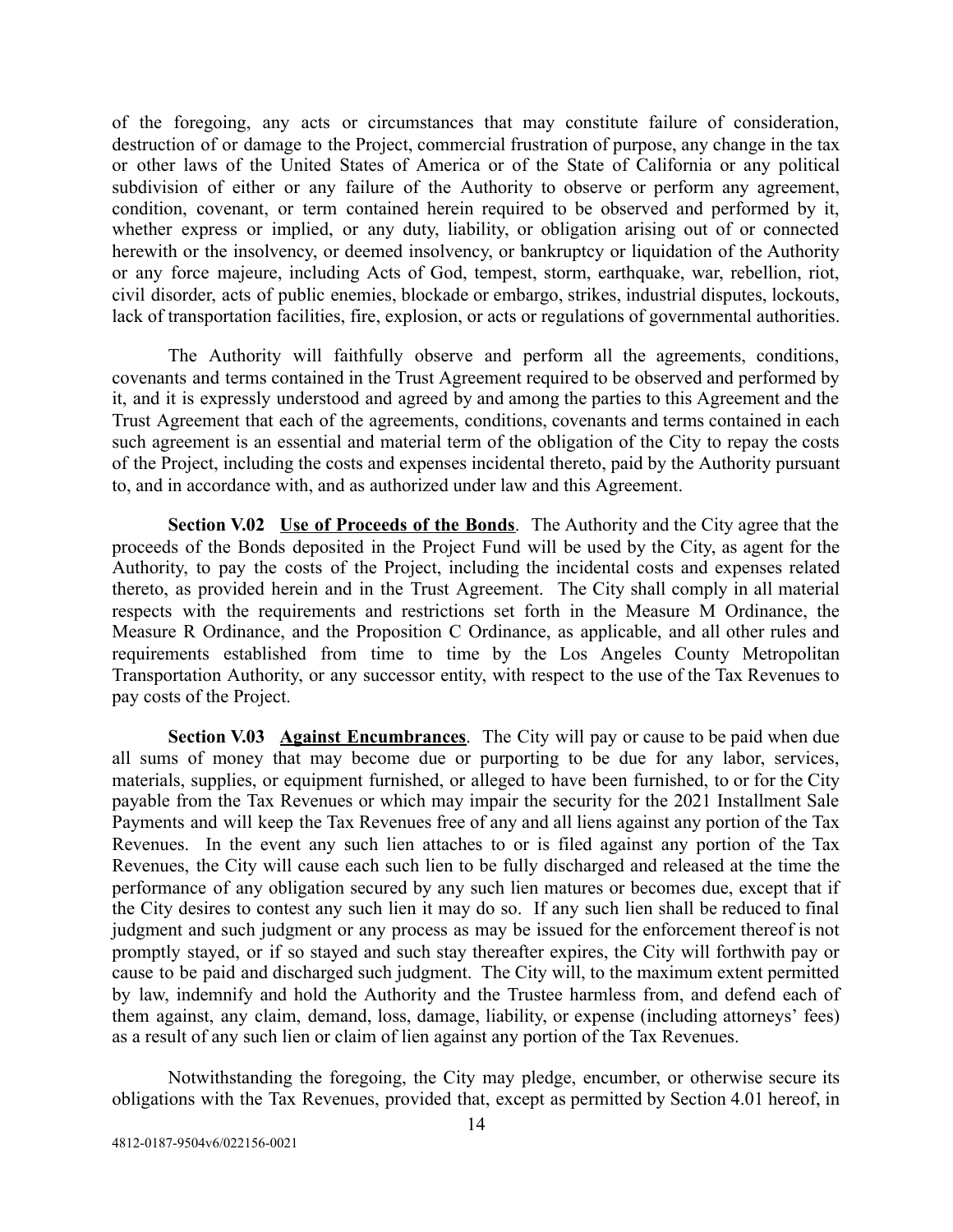of the foregoing, any acts or circumstances that may constitute failure of consideration, destruction of or damage to the Project, commercial frustration of purpose, any change in the tax or other laws of the United States of America or of the State of California or any political subdivision of either or any failure of the Authority to observe or perform any agreement, condition, covenant, or term contained herein required to be observed and performed by it, whether express or implied, or any duty, liability, or obligation arising out of or connected herewith or the insolvency, or deemed insolvency, or bankruptcy or liquidation of the Authority or any force majeure, including Acts of God, tempest, storm, earthquake, war, rebellion, riot, civil disorder, acts of public enemies, blockade or embargo, strikes, industrial disputes, lockouts, lack of transportation facilities, fire, explosion, or acts or regulations of governmental authorities.

The Authority will faithfully observe and perform all the agreements, conditions, covenants and terms contained in the Trust Agreement required to be observed and performed by it, and it is expressly understood and agreed by and among the parties to this Agreement and the Trust Agreement that each of the agreements, conditions, covenants and terms contained in each such agreement is an essential and material term of the obligation of the City to repay the costs of the Project, including the costs and expenses incidental thereto, paid by the Authority pursuant to, and in accordance with, and as authorized under law and this Agreement.

**Section V.02 Use of Proceeds of the Bonds**. The Authority and the City agree that the proceeds of the Bonds deposited in the Project Fund will be used by the City, as agent for the Authority, to pay the costs of the Project, including the incidental costs and expenses related thereto, as provided herein and in the Trust Agreement. The City shall comply in all material respects with the requirements and restrictions set forth in the Measure M Ordinance, the Measure R Ordinance, and the Proposition C Ordinance, as applicable, and all other rules and requirements established from time to time by the Los Angeles County Metropolitan Transportation Authority, or any successor entity, with respect to the use of the Tax Revenues to pay costs of the Project.

**Section V.03 Against Encumbrances**. The City will pay or cause to be paid when due all sums of money that may become due or purporting to be due for any labor, services, materials, supplies, or equipment furnished, or alleged to have been furnished, to or for the City payable from the Tax Revenues or which may impair the security for the 2021 Installment Sale Payments and will keep the Tax Revenues free of any and all liens against any portion of the Tax Revenues. In the event any such lien attaches to or is filed against any portion of the Tax Revenues, the City will cause each such lien to be fully discharged and released at the time the performance of any obligation secured by any such lien matures or becomes due, except that if the City desires to contest any such lien it may do so. If any such lien shall be reduced to final judgment and such judgment or any process as may be issued for the enforcement thereof is not promptly stayed, or if so stayed and such stay thereafter expires, the City will forthwith pay or cause to be paid and discharged such judgment. The City will, to the maximum extent permitted by law, indemnify and hold the Authority and the Trustee harmless from, and defend each of them against, any claim, demand, loss, damage, liability, or expense (including attorneys' fees) as a result of any such lien or claim of lien against any portion of the Tax Revenues.

Notwithstanding the foregoing, the City may pledge, encumber, or otherwise secure its obligations with the Tax Revenues, provided that, except as permitted by Section 4.01 hereof, in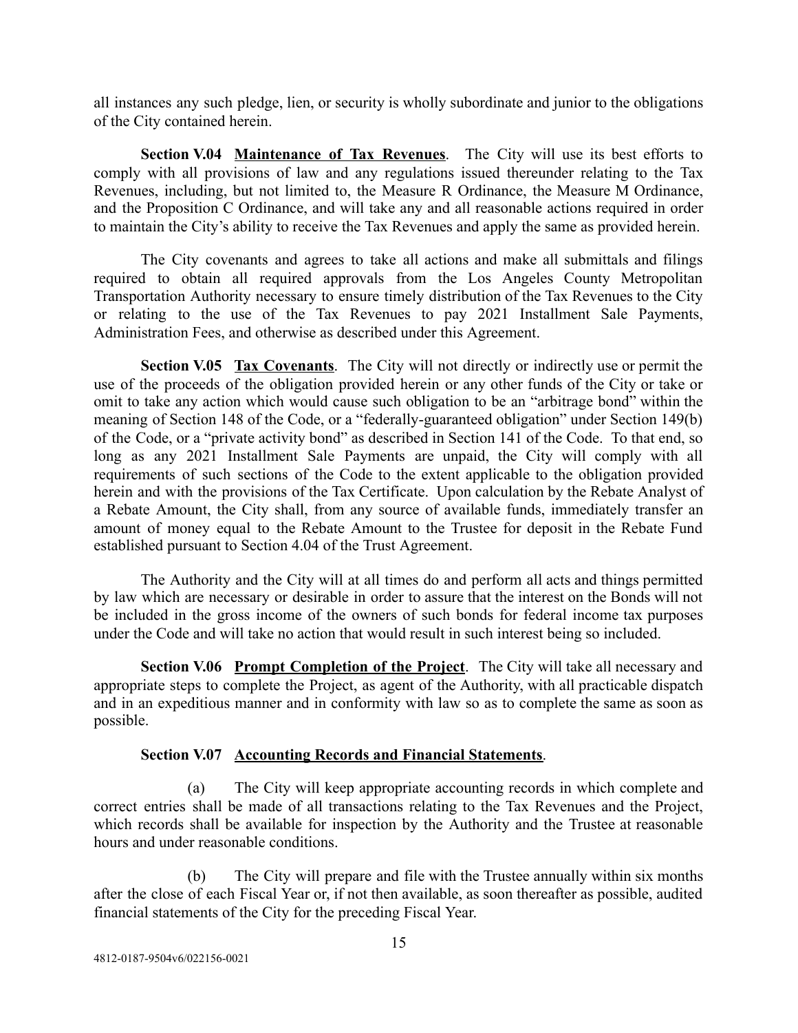all instances any such pledge, lien, or security is wholly subordinate and junior to the obligations of the City contained herein.

**Section V.04 Maintenance of Tax Revenues**. The City will use its best efforts to comply with all provisions of law and any regulations issued thereunder relating to the Tax Revenues, including, but not limited to, the Measure R Ordinance, the Measure M Ordinance, and the Proposition C Ordinance, and will take any and all reasonable actions required in order to maintain the City's ability to receive the Tax Revenues and apply the same as provided herein.

The City covenants and agrees to take all actions and make all submittals and filings required to obtain all required approvals from the Los Angeles County Metropolitan Transportation Authority necessary to ensure timely distribution of the Tax Revenues to the City or relating to the use of the Tax Revenues to pay 2021 Installment Sale Payments, Administration Fees, and otherwise as described under this Agreement.

**Section V.05 Tax Covenants**. The City will not directly or indirectly use or permit the use of the proceeds of the obligation provided herein or any other funds of the City or take or omit to take any action which would cause such obligation to be an "arbitrage bond" within the meaning of Section 148 of the Code, or a "federally-guaranteed obligation" under Section 149(b) of the Code, or a "private activity bond" as described in Section 141 of the Code. To that end, so long as any 2021 Installment Sale Payments are unpaid, the City will comply with all requirements of such sections of the Code to the extent applicable to the obligation provided herein and with the provisions of the Tax Certificate. Upon calculation by the Rebate Analyst of a Rebate Amount, the City shall, from any source of available funds, immediately transfer an amount of money equal to the Rebate Amount to the Trustee for deposit in the Rebate Fund established pursuant to Section 4.04 of the Trust Agreement.

The Authority and the City will at all times do and perform all acts and things permitted by law which are necessary or desirable in order to assure that the interest on the Bonds will not be included in the gross income of the owners of such bonds for federal income tax purposes under the Code and will take no action that would result in such interest being so included.

**Section V.06 Prompt Completion of the Project**. The City will take all necessary and appropriate steps to complete the Project, as agent of the Authority, with all practicable dispatch and in an expeditious manner and in conformity with law so as to complete the same as soon as possible.

**Section V.07 Accounting Records and Financial Statements**.

(a) The City will keep appropriate accounting records in which complete and correct entries shall be made of all transactions relating to the Tax Revenues and the Project, which records shall be available for inspection by the Authority and the Trustee at reasonable hours and under reasonable conditions.

(b) The City will prepare and file with the Trustee annually within six months after the close of each Fiscal Year or, if not then available, as soon thereafter as possible, audited financial statements of the City for the preceding Fiscal Year.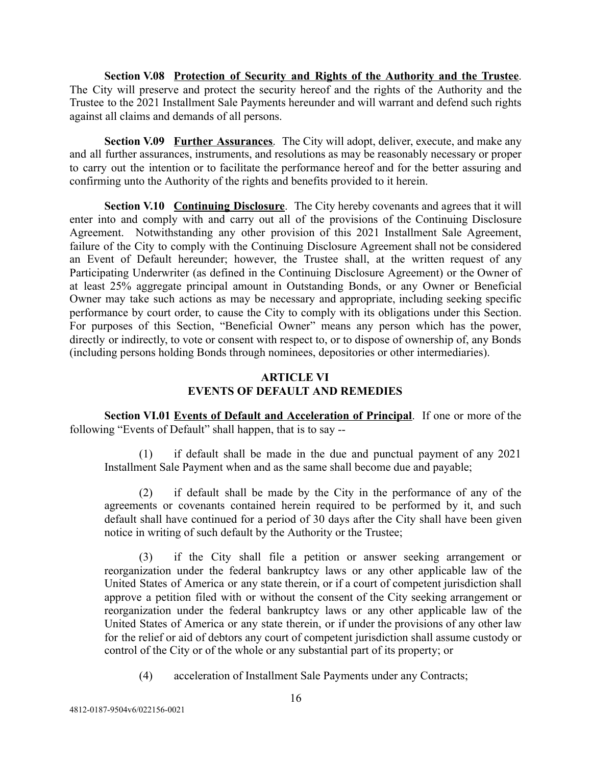**Section V.08 Protection of Security and Rights of the Authority and the Trustee**. The City will preserve and protect the security hereof and the rights of the Authority and the Trustee to the 2021 Installment Sale Payments hereunder and will warrant and defend such rights against all claims and demands of all persons.

**Section V.09 Further Assurances**. The City will adopt, deliver, execute, and make any and all further assurances, instruments, and resolutions as may be reasonably necessary or proper to carry out the intention or to facilitate the performance hereof and for the better assuring and confirming unto the Authority of the rights and benefits provided to it herein.

**Section V.10 Continuing Disclosure**. The City hereby covenants and agrees that it will enter into and comply with and carry out all of the provisions of the Continuing Disclosure Agreement. Notwithstanding any other provision of this 2021 Installment Sale Agreement, failure of the City to comply with the Continuing Disclosure Agreement shall not be considered an Event of Default hereunder; however, the Trustee shall, at the written request of any Participating Underwriter (as defined in the Continuing Disclosure Agreement) or the Owner of at least 25% aggregate principal amount in Outstanding Bonds, or any Owner or Beneficial Owner may take such actions as may be necessary and appropriate, including seeking specific performance by court order, to cause the City to comply with its obligations under this Section. For purposes of this Section, "Beneficial Owner" means any person which has the power, directly or indirectly, to vote or consent with respect to, or to dispose of ownership of, any Bonds (including persons holding Bonds through nominees, depositories or other intermediaries).

## ARTICLE VI
## EVENTS OF DEFAULT AND REMEDIES

**Section VI.01 Events of Default and Acceleration of Principal**. If one or more of the following "Events of Default" shall happen, that is to say --

(1) if default shall be made in the due and punctual payment of any 2021 Installment Sale Payment when and as the same shall become due and payable;

(2) if default shall be made by the City in the performance of any of the agreements or covenants contained herein required to be performed by it, and such default shall have continued for a period of 30 days after the City shall have been given notice in writing of such default by the Authority or the Trustee;

(3) if the City shall file a petition or answer seeking arrangement or reorganization under the federal bankruptcy laws or any other applicable law of the United States of America or any state therein, or if a court of competent jurisdiction shall approve a petition filed with or without the consent of the City seeking arrangement or reorganization under the federal bankruptcy laws or any other applicable law of the United States of America or any state therein, or if under the provisions of any other law for the relief or aid of debtors any court of competent jurisdiction shall assume custody or control of the City or of the whole or any substantial part of its property; or

(4) acceleration of Installment Sale Payments under any Contracts;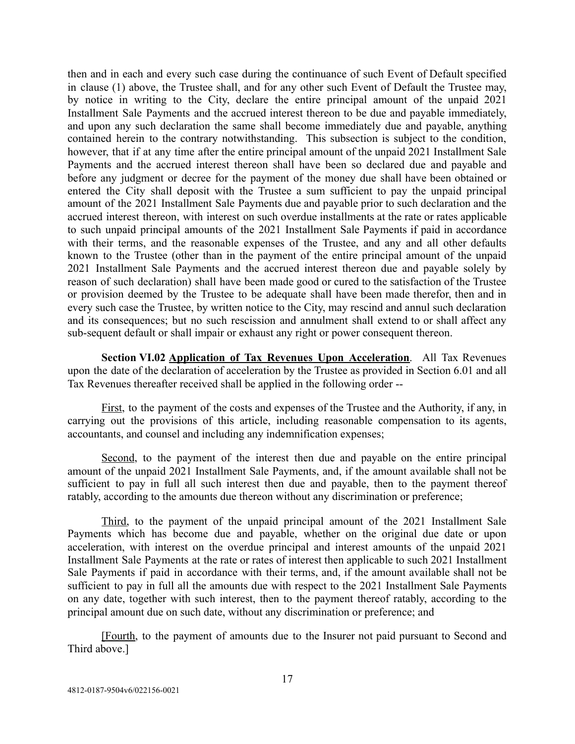then and in each and every such case during the continuance of such Event of Default specified in clause (1) above, the Trustee shall, and for any other such Event of Default the Trustee may, by notice in writing to the City, declare the entire principal amount of the unpaid 2021 Installment Sale Payments and the accrued interest thereon to be due and payable immediately, and upon any such declaration the same shall become immediately due and payable, anything contained herein to the contrary notwithstanding. This subsection is subject to the condition, however, that if at any time after the entire principal amount of the unpaid 2021 Installment Sale Payments and the accrued interest thereon shall have been so declared due and payable and before any judgment or decree for the payment of the money due shall have been obtained or entered the City shall deposit with the Trustee a sum sufficient to pay the unpaid principal amount of the 2021 Installment Sale Payments due and payable prior to such declaration and the accrued interest thereon, with interest on such overdue installments at the rate or rates applicable to such unpaid principal amounts of the 2021 Installment Sale Payments if paid in accordance with their terms, and the reasonable expenses of the Trustee, and any and all other defaults known to the Trustee (other than in the payment of the entire principal amount of the unpaid 2021 Installment Sale Payments and the accrued interest thereon due and payable solely by reason of such declaration) shall have been made good or cured to the satisfaction of the Trustee or provision deemed by the Trustee to be adequate shall have been made therefor, then and in every such case the Trustee, by written notice to the City, may rescind and annul such declaration and its consequences; but no such rescission and annulment shall extend to or shall affect any sub-sequent default or shall impair or exhaust any right or power consequent thereon.

**Section VI.02 Application of Tax Revenues Upon Acceleration**. All Tax Revenues upon the date of the declaration of acceleration by the Trustee as provided in Section 6.01 and all Tax Revenues thereafter received shall be applied in the following order --

First, to the payment of the costs and expenses of the Trustee and the Authority, if any, in carrying out the provisions of this article, including reasonable compensation to its agents, accountants, and counsel and including any indemnification expenses;

Second, to the payment of the interest then due and payable on the entire principal amount of the unpaid 2021 Installment Sale Payments, and, if the amount available shall not be sufficient to pay in full all such interest then due and payable, then to the payment thereof ratably, according to the amounts due thereon without any discrimination or preference;

Third, to the payment of the unpaid principal amount of the 2021 Installment Sale Payments which has become due and payable, whether on the original due date or upon acceleration, with interest on the overdue principal and interest amounts of the unpaid 2021 Installment Sale Payments at the rate or rates of interest then applicable to such 2021 Installment Sale Payments if paid in accordance with their terms, and, if the amount available shall not be sufficient to pay in full all the amounts due with respect to the 2021 Installment Sale Payments on any date, together with such interest, then to the payment thereof ratably, according to the principal amount due on such date, without any discrimination or preference; and

[Fourth, to the payment of amounts due to the Insurer not paid pursuant to Second and Third above.]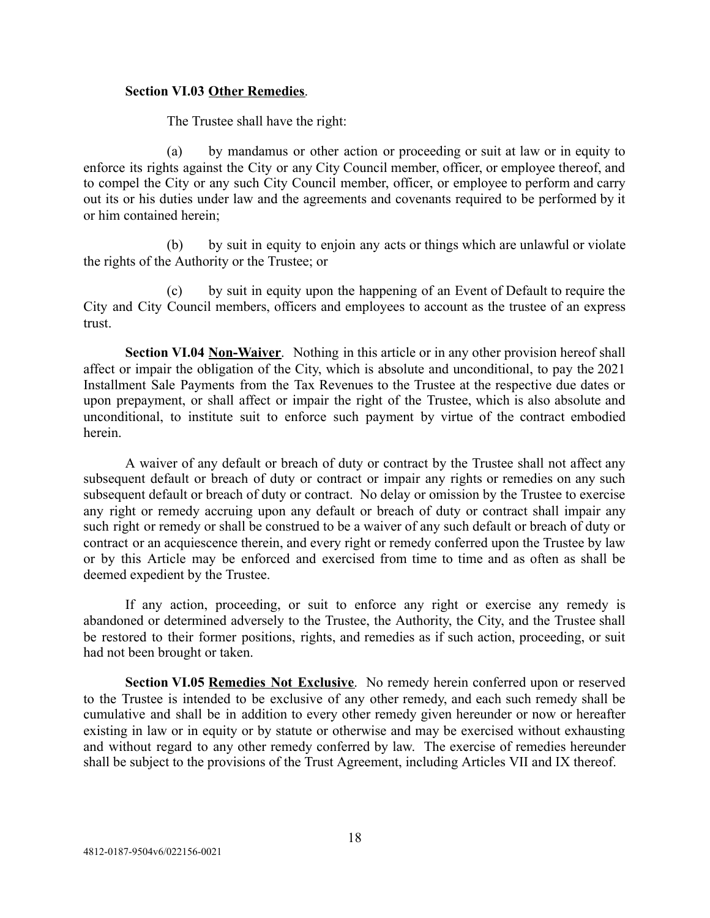**Section VI.03 Other Remedies**.

The Trustee shall have the right:

(a) by mandamus or other action or proceeding or suit at law or in equity to enforce its rights against the City or any City Council member, officer, or employee thereof, and to compel the City or any such City Council member, officer, or employee to perform and carry out its or his duties under law and the agreements and covenants required to be performed by it or him contained herein;

(b) by suit in equity to enjoin any acts or things which are unlawful or violate the rights of the Authority or the Trustee; or

(c) by suit in equity upon the happening of an Event of Default to require the City and City Council members, officers and employees to account as the trustee of an express trust.

**Section VI.04 Non-Waiver**. Nothing in this article or in any other provision hereof shall affect or impair the obligation of the City, which is absolute and unconditional, to pay the 2021 Installment Sale Payments from the Tax Revenues to the Trustee at the respective due dates or upon prepayment, or shall affect or impair the right of the Trustee, which is also absolute and unconditional, to institute suit to enforce such payment by virtue of the contract embodied herein.

A waiver of any default or breach of duty or contract by the Trustee shall not affect any subsequent default or breach of duty or contract or impair any rights or remedies on any such subsequent default or breach of duty or contract. No delay or omission by the Trustee to exercise any right or remedy accruing upon any default or breach of duty or contract shall impair any such right or remedy or shall be construed to be a waiver of any such default or breach of duty or contract or an acquiescence therein, and every right or remedy conferred upon the Trustee by law or by this Article may be enforced and exercised from time to time and as often as shall be deemed expedient by the Trustee.

If any action, proceeding, or suit to enforce any right or exercise any remedy is abandoned or determined adversely to the Trustee, the Authority, the City, and the Trustee shall be restored to their former positions, rights, and remedies as if such action, proceeding, or suit had not been brought or taken.

**Section VI.05 Remedies Not Exclusive**. No remedy herein conferred upon or reserved to the Trustee is intended to be exclusive of any other remedy, and each such remedy shall be cumulative and shall be in addition to every other remedy given hereunder or now or hereafter existing in law or in equity or by statute or otherwise and may be exercised without exhausting and without regard to any other remedy conferred by law. The exercise of remedies hereunder shall be subject to the provisions of the Trust Agreement, including Articles VII and IX thereof.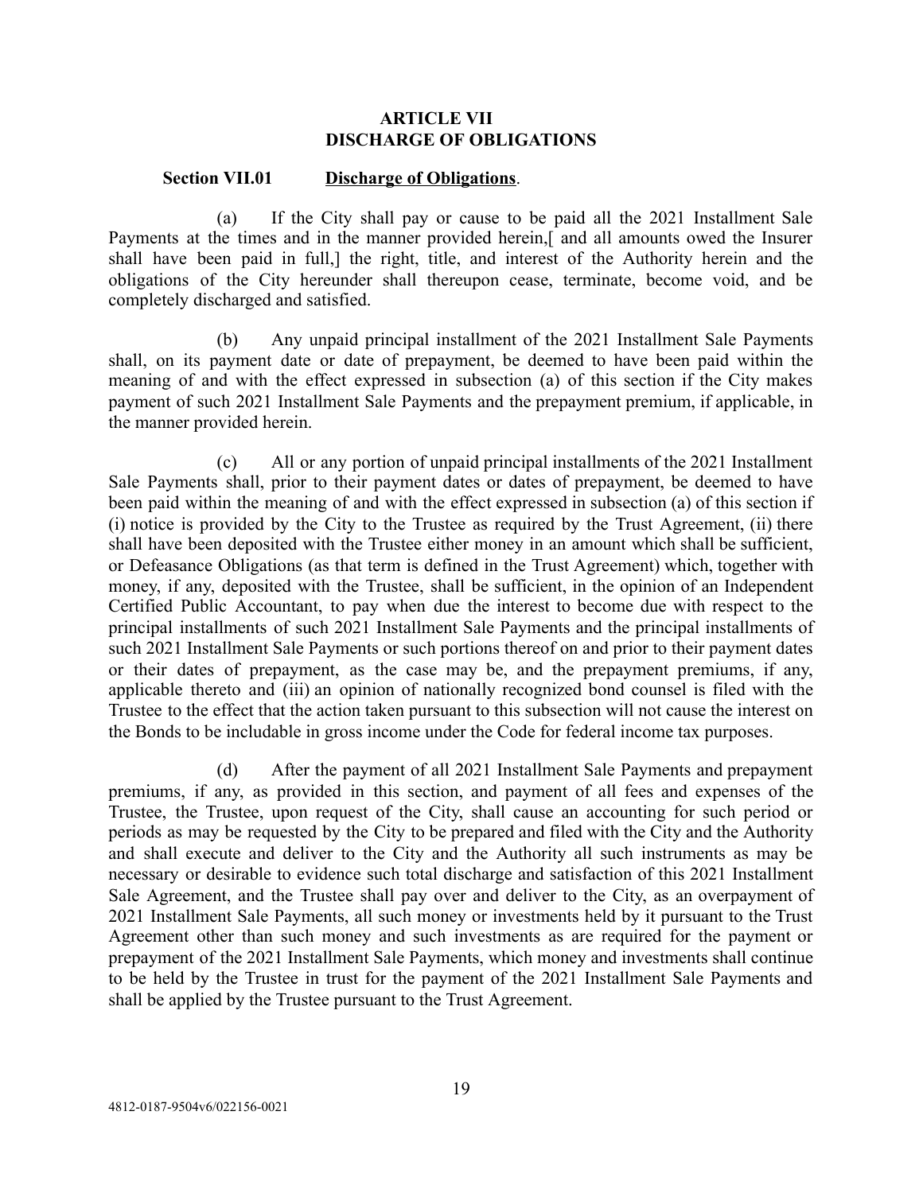# ARTICLE VII
# DISCHARGE OF OBLIGATIONS

**Section VII.01** **<u>Discharge of Obligations</u>**.

(a) If the City shall pay or cause to be paid all the 2021 Installment Sale Payments at the times and in the manner provided herein,[ and all amounts owed the Insurer shall have been paid in full,] the right, title, and interest of the Authority herein and the obligations of the City hereunder shall thereupon cease, terminate, become void, and be completely discharged and satisfied.

(b) Any unpaid principal installment of the 2021 Installment Sale Payments shall, on its payment date or date of prepayment, be deemed to have been paid within the meaning of and with the effect expressed in subsection (a) of this section if the City makes payment of such 2021 Installment Sale Payments and the prepayment premium, if applicable, in the manner provided herein.

(c) All or any portion of unpaid principal installments of the 2021 Installment Sale Payments shall, prior to their payment dates or dates of prepayment, be deemed to have been paid within the meaning of and with the effect expressed in subsection (a) of this section if (i) notice is provided by the City to the Trustee as required by the Trust Agreement, (ii) there shall have been deposited with the Trustee either money in an amount which shall be sufficient, or Defeasance Obligations (as that term is defined in the Trust Agreement) which, together with money, if any, deposited with the Trustee, shall be sufficient, in the opinion of an Independent Certified Public Accountant, to pay when due the interest to become due with respect to the principal installments of such 2021 Installment Sale Payments and the principal installments of such 2021 Installment Sale Payments or such portions thereof on and prior to their payment dates or their dates of prepayment, as the case may be, and the prepayment premiums, if any, applicable thereto and (iii) an opinion of nationally recognized bond counsel is filed with the Trustee to the effect that the action taken pursuant to this subsection will not cause the interest on the Bonds to be includable in gross income under the Code for federal income tax purposes.

(d) After the payment of all 2021 Installment Sale Payments and prepayment premiums, if any, as provided in this section, and payment of all fees and expenses of the Trustee, the Trustee, upon request of the City, shall cause an accounting for such period or periods as may be requested by the City to be prepared and filed with the City and the Authority and shall execute and deliver to the City and the Authority all such instruments as may be necessary or desirable to evidence such total discharge and satisfaction of this 2021 Installment Sale Agreement, and the Trustee shall pay over and deliver to the City, as an overpayment of 2021 Installment Sale Payments, all such money or investments held by it pursuant to the Trust Agreement other than such money and such investments as are required for the payment or prepayment of the 2021 Installment Sale Payments, which money and investments shall continue to be held by the Trustee in trust for the payment of the 2021 Installment Sale Payments and shall be applied by the Trustee pursuant to the Trust Agreement.

4812-0187-9504v6/022156-0021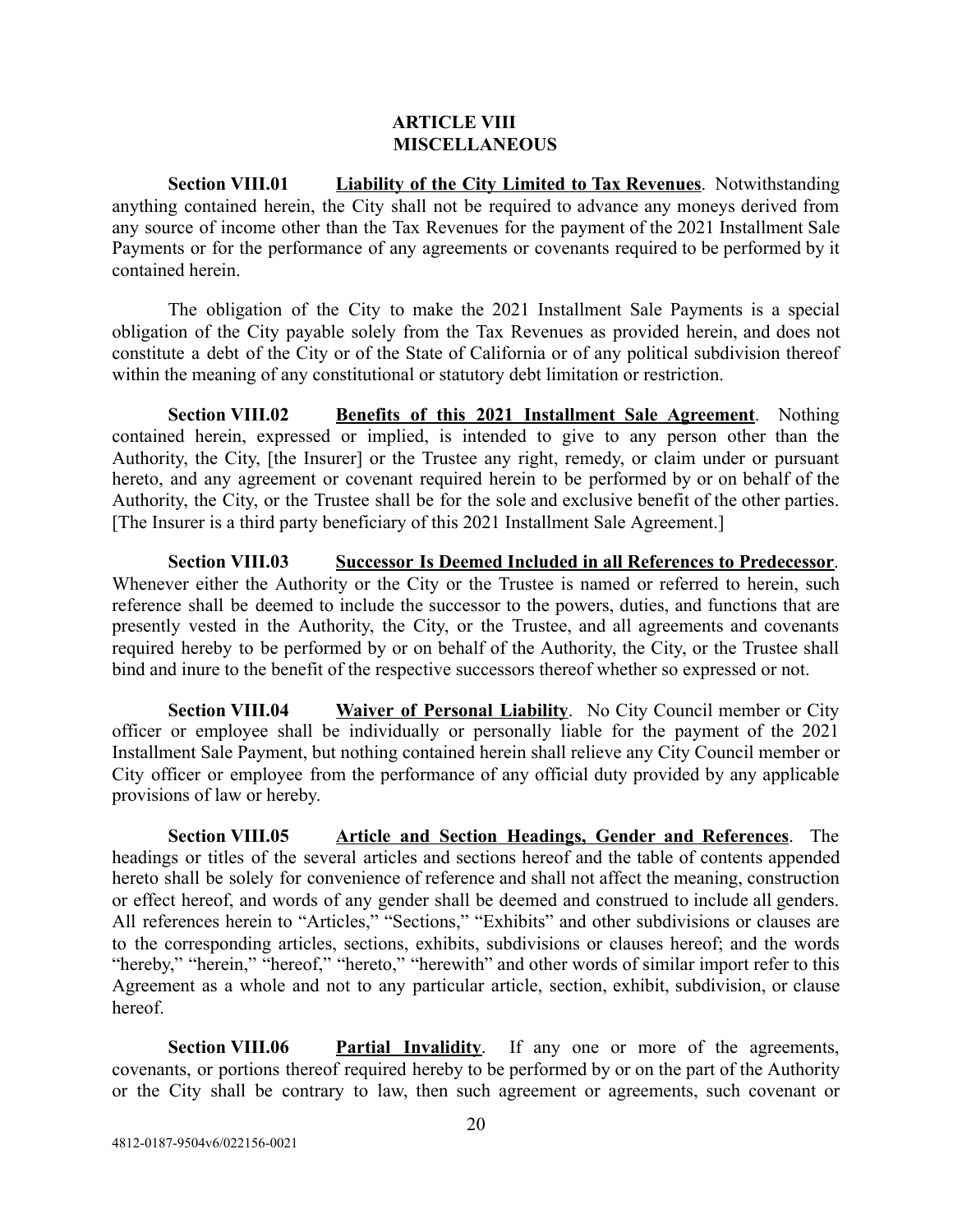## ARTICLE VIII
## MISCELLANEOUS

**Section VIII.01** **Liability of the City Limited to Tax Revenues**. Notwithstanding anything contained herein, the City shall not be required to advance any moneys derived from any source of income other than the Tax Revenues for the payment of the 2021 Installment Sale Payments or for the performance of any agreements or covenants required to be performed by it contained herein.

The obligation of the City to make the 2021 Installment Sale Payments is a special obligation of the City payable solely from the Tax Revenues as provided herein, and does not constitute a debt of the City or of the State of California or of any political subdivision thereof within the meaning of any constitutional or statutory debt limitation or restriction.

**Section VIII.02** **Benefits of this 2021 Installment Sale Agreement**. Nothing contained herein, expressed or implied, is intended to give to any person other than the Authority, the City, [the Insurer] or the Trustee any right, remedy, or claim under or pursuant hereto, and any agreement or covenant required herein to be performed by or on behalf of the Authority, the City, or the Trustee shall be for the sole and exclusive benefit of the other parties. [The Insurer is a third party beneficiary of this 2021 Installment Sale Agreement.]

**Section VIII.03** **Successor Is Deemed Included in all References to Predecessor**. Whenever either the Authority or the City or the Trustee is named or referred to herein, such reference shall be deemed to include the successor to the powers, duties, and functions that are presently vested in the Authority, the City, or the Trustee, and all agreements and covenants required hereby to be performed by or on behalf of the Authority, the City, or the Trustee shall bind and inure to the benefit of the respective successors thereof whether so expressed or not.

**Section VIII.04** **Waiver of Personal Liability**. No City Council member or City officer or employee shall be individually or personally liable for the payment of the 2021 Installment Sale Payment, but nothing contained herein shall relieve any City Council member or City officer or employee from the performance of any official duty provided by any applicable provisions of law or hereby.

**Section VIII.05** **Article and Section Headings, Gender and References**. The headings or titles of the several articles and sections hereof and the table of contents appended hereto shall be solely for convenience of reference and shall not affect the meaning, construction or effect hereof, and words of any gender shall be deemed and construed to include all genders. All references herein to "Articles," "Sections," "Exhibits" and other subdivisions or clauses are to the corresponding articles, sections, exhibits, subdivisions or clauses hereof; and the words "hereby," "herein," "hereof," "hereto," "herewith" and other words of similar import refer to this Agreement as a whole and not to any particular article, section, exhibit, subdivision, or clause hereof.

**Section VIII.06** **Partial Invalidity**. If any one or more of the agreements, covenants, or portions thereof required hereby to be performed by or on the part of the Authority or the City shall be contrary to law, then such agreement or agreements, such covenant or

4812-0187-9504v6/022156-0021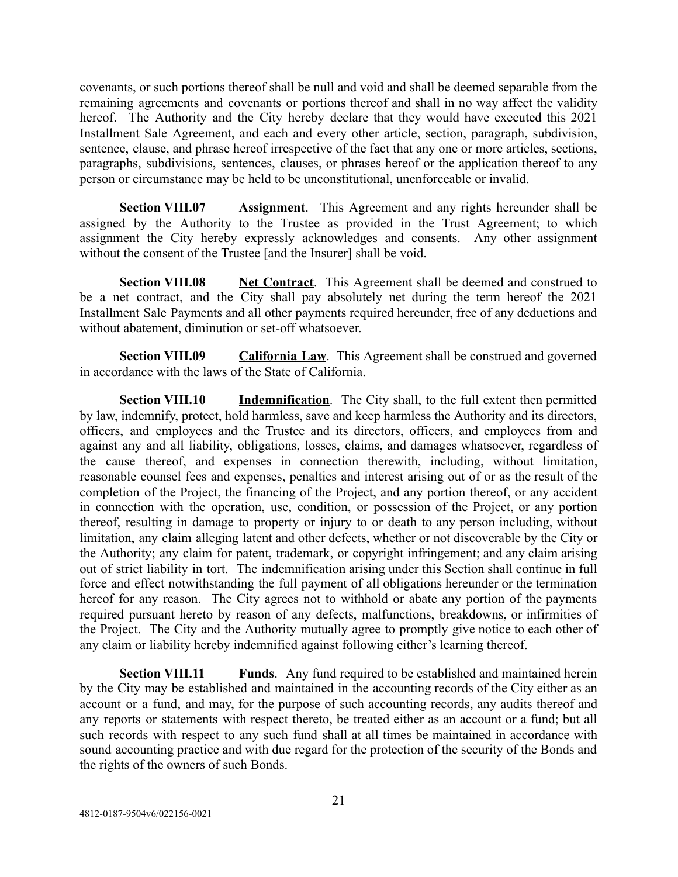covenants, or such portions thereof shall be null and void and shall be deemed separable from the remaining agreements and covenants or portions thereof and shall in no way affect the validity hereof. The Authority and the City hereby declare that they would have executed this 2021 Installment Sale Agreement, and each and every other article, section, paragraph, subdivision, sentence, clause, and phrase hereof irrespective of the fact that any one or more articles, sections, paragraphs, subdivisions, sentences, clauses, or phrases hereof or the application thereof to any person or circumstance may be held to be unconstitutional, unenforceable or invalid.

**Section VIII.07** **Assignment**. This Agreement and any rights hereunder shall be assigned by the Authority to the Trustee as provided in the Trust Agreement; to which assignment the City hereby expressly acknowledges and consents. Any other assignment without the consent of the Trustee [and the Insurer] shall be void.

**Section VIII.08** **Net Contract**. This Agreement shall be deemed and construed to be a net contract, and the City shall pay absolutely net during the term hereof the 2021 Installment Sale Payments and all other payments required hereunder, free of any deductions and without abatement, diminution or set-off whatsoever.

**Section VIII.09** **California Law**. This Agreement shall be construed and governed in accordance with the laws of the State of California.

**Section VIII.10** **Indemnification**. The City shall, to the full extent then permitted by law, indemnify, protect, hold harmless, save and keep harmless the Authority and its directors, officers, and employees and the Trustee and its directors, officers, and employees from and against any and all liability, obligations, losses, claims, and damages whatsoever, regardless of the cause thereof, and expenses in connection therewith, including, without limitation, reasonable counsel fees and expenses, penalties and interest arising out of or as the result of the completion of the Project, the financing of the Project, and any portion thereof, or any accident in connection with the operation, use, condition, or possession of the Project, or any portion thereof, resulting in damage to property or injury to or death to any person including, without limitation, any claim alleging latent and other defects, whether or not discoverable by the City or the Authority; any claim for patent, trademark, or copyright infringement; and any claim arising out of strict liability in tort. The indemnification arising under this Section shall continue in full force and effect notwithstanding the full payment of all obligations hereunder or the termination hereof for any reason. The City agrees not to withhold or abate any portion of the payments required pursuant hereto by reason of any defects, malfunctions, breakdowns, or infirmities of the Project. The City and the Authority mutually agree to promptly give notice to each other of any claim or liability hereby indemnified against following either's learning thereof.

**Section VIII.11** **Funds**. Any fund required to be established and maintained herein by the City may be established and maintained in the accounting records of the City either as an account or a fund, and may, for the purpose of such accounting records, any audits thereof and any reports or statements with respect thereto, be treated either as an account or a fund; but all such records with respect to any such fund shall at all times be maintained in accordance with sound accounting practice and with due regard for the protection of the security of the Bonds and the rights of the owners of such Bonds.

4812-0187-9504v6/022156-0021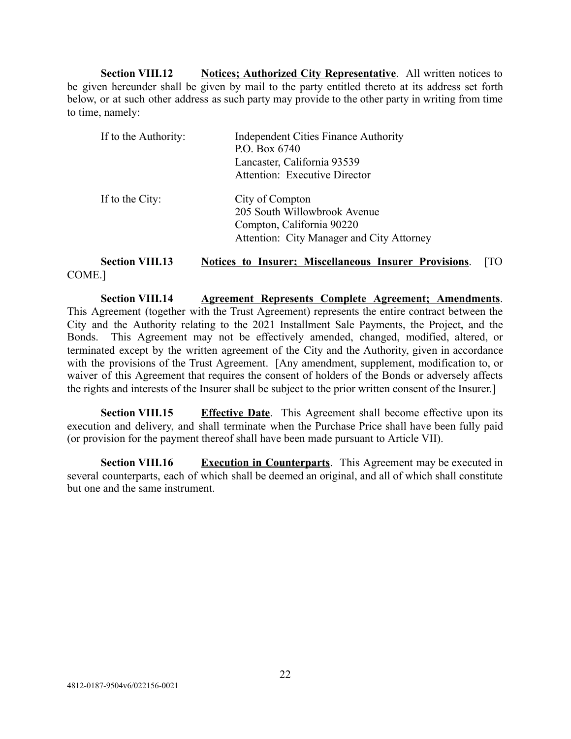**Section VIII.12** **Notices; Authorized City Representative**. All written notices to be given hereunder shall be given by mail to the party entitled thereto at its address set forth below, or at such other address as such party may provide to the other party in writing from time to time, namely:

| | |
|---|---|
| If to the Authority: | Independent Cities Finance Authority<br>P.O. Box 6740<br>Lancaster, California 93539<br>Attention: Executive Director |
| If to the City: | City of Compton<br>205 South Willowbrook Avenue<br>Compton, California 90220<br>Attention: City Manager and City Attorney |

**Section VIII.13** **Notices to Insurer; Miscellaneous Insurer Provisions**. [TO COME.]

**Section VIII.14** **Agreement Represents Complete Agreement; Amendments**. This Agreement (together with the Trust Agreement) represents the entire contract between the City and the Authority relating to the 2021 Installment Sale Payments, the Project, and the Bonds. This Agreement may not be effectively amended, changed, modified, altered, or terminated except by the written agreement of the City and the Authority, given in accordance with the provisions of the Trust Agreement. [Any amendment, supplement, modification to, or waiver of this Agreement that requires the consent of holders of the Bonds or adversely affects the rights and interests of the Insurer shall be subject to the prior written consent of the Insurer.]

**Section VIII.15** **Effective Date**. This Agreement shall become effective upon its execution and delivery, and shall terminate when the Purchase Price shall have been fully paid (or provision for the payment thereof shall have been made pursuant to Article VII).

**Section VIII.16** **Execution in Counterparts**. This Agreement may be executed in several counterparts, each of which shall be deemed an original, and all of which shall constitute but one and the same instrument.

4812-0187-9504v6/022156-0021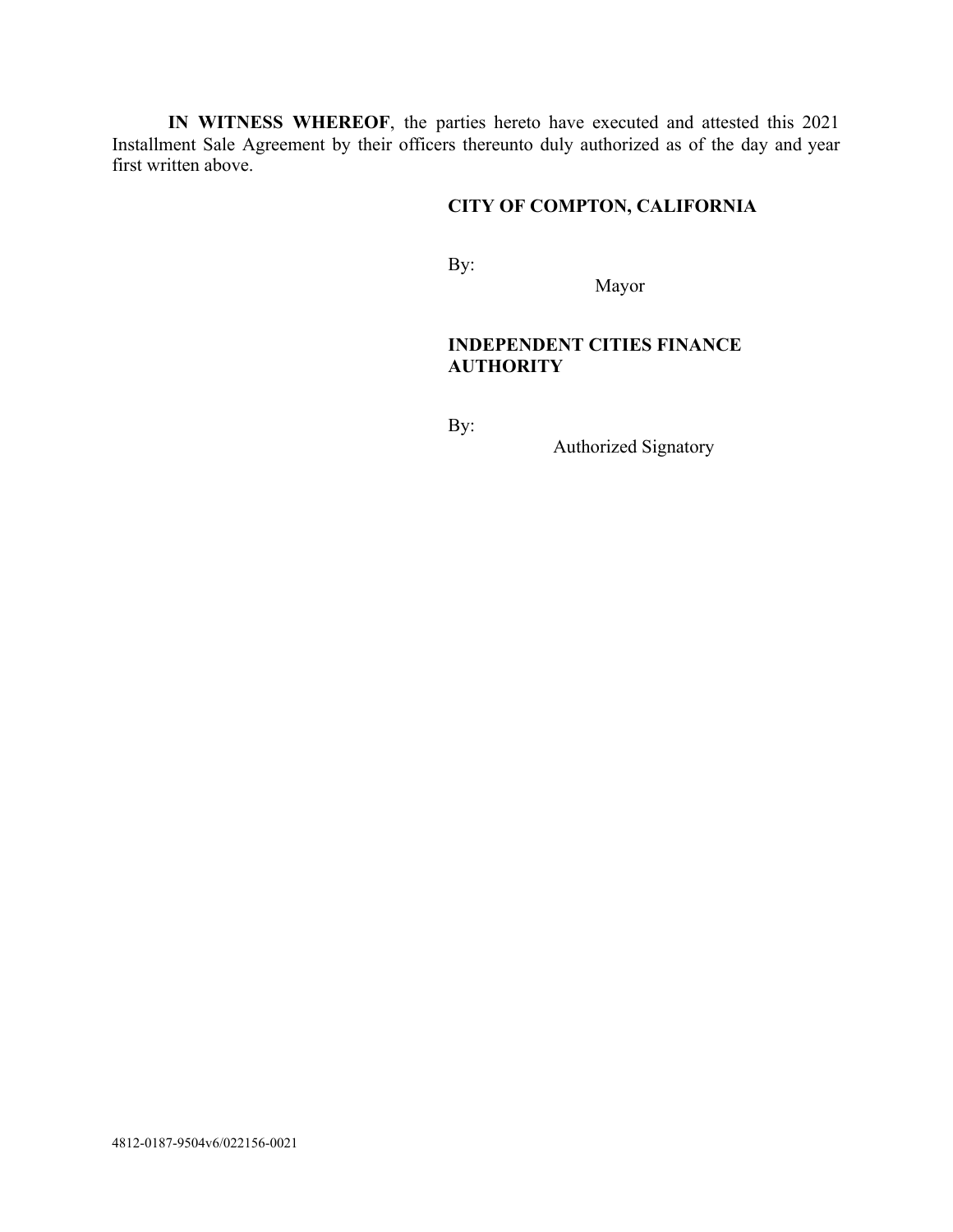**IN WITNESS WHEREOF**, the parties hereto have executed and attested this 2021 Installment Sale Agreement by their officers thereunto duly authorized as of the day and year first written above.

**CITY OF COMPTON, CALIFORNIA**

By:
Mayor

**INDEPENDENT CITIES FINANCE AUTHORITY**

By:
Authorized Signatory

4812-0187-9504v6/022156-0021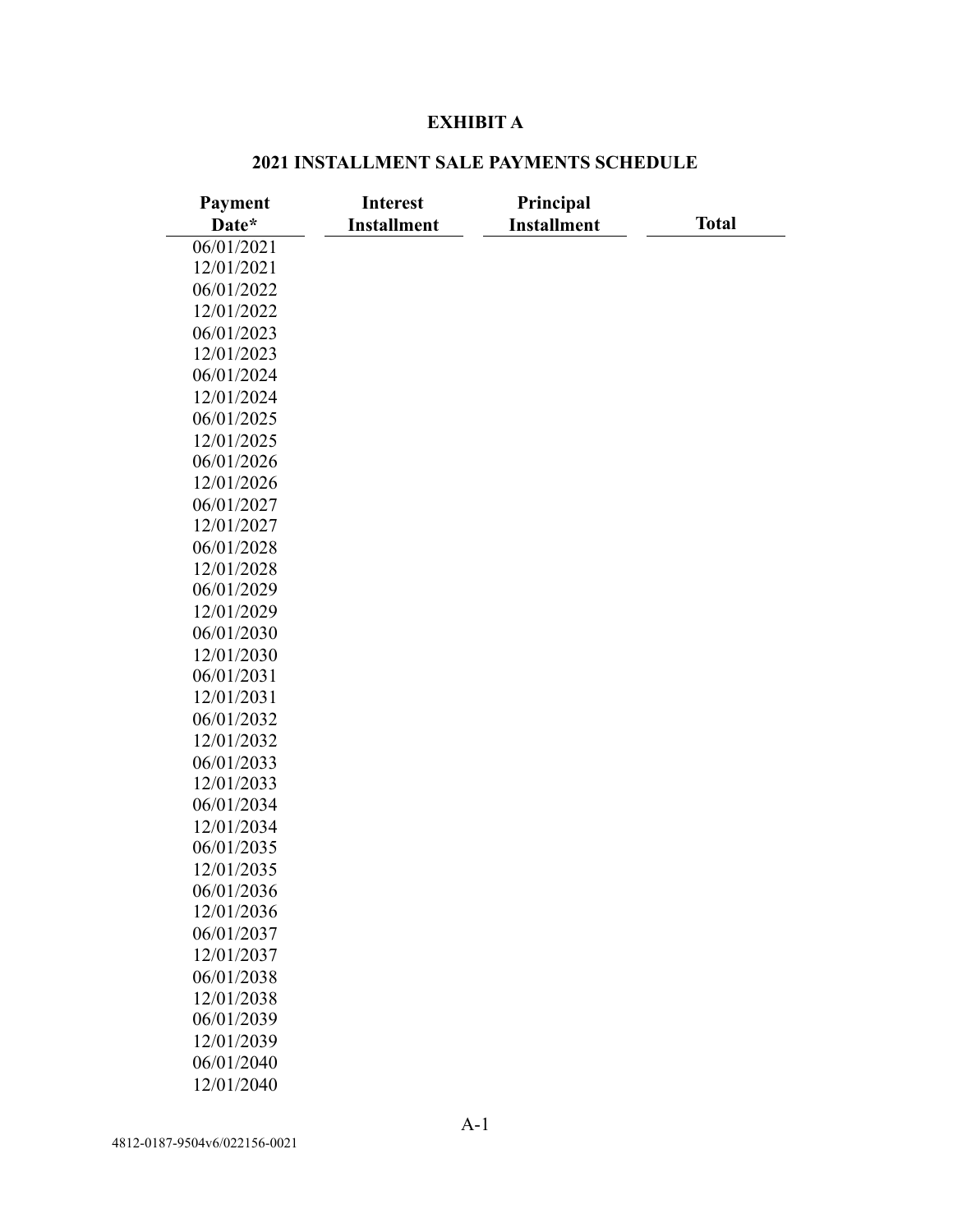**EXHIBIT A**

**2021 INSTALLMENT SALE PAYMENTS SCHEDULE**

| Payment Date* | Interest Installment | Principal Installment | Total |
|---|---|---|---|
| 06/01/2021 | | | |
| 12/01/2021 | | | |
| 06/01/2022 | | | |
| 12/01/2022 | | | |
| 06/01/2023 | | | |
| 12/01/2023 | | | |
| 06/01/2024 | | | |
| 12/01/2024 | | | |
| 06/01/2025 | | | |
| 12/01/2025 | | | |
| 06/01/2026 | | | |
| 12/01/2026 | | | |
| 06/01/2027 | | | |
| 12/01/2027 | | | |
| 06/01/2028 | | | |
| 12/01/2028 | | | |
| 06/01/2029 | | | |
| 12/01/2029 | | | |
| 06/01/2030 | | | |
| 12/01/2030 | | | |
| 06/01/2031 | | | |
| 12/01/2031 | | | |
| 06/01/2032 | | | |
| 12/01/2032 | | | |
| 06/01/2033 | | | |
| 12/01/2033 | | | |
| 06/01/2034 | | | |
| 12/01/2034 | | | |
| 06/01/2035 | | | |
| 12/01/2035 | | | |
| 06/01/2036 | | | |
| 12/01/2036 | | | |
| 06/01/2037 | | | |
| 12/01/2037 | | | |
| 06/01/2038 | | | |
| 12/01/2038 | | | |
| 06/01/2039 | | | |
| 12/01/2039 | | | |
| 06/01/2040 | | | |
| 12/01/2040 | | | |

4812-0187-9504v6/022156-0021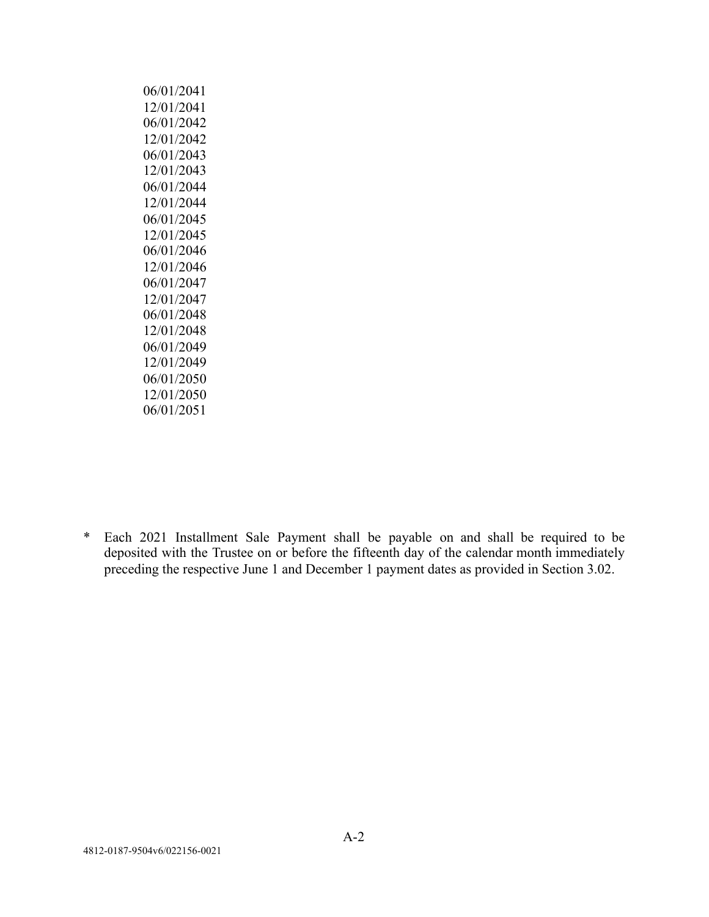06/01/2041  
12/01/2041  
06/01/2042  
12/01/2042  
06/01/2043  
12/01/2043  
06/01/2044  
12/01/2044  
06/01/2045  
12/01/2045  
06/01/2046  
12/01/2046  
06/01/2047  
12/01/2047  
06/01/2048  
12/01/2048  
06/01/2049  
12/01/2049  
06/01/2050  
12/01/2050  
06/01/2051

\* Each 2021 Installment Sale Payment shall be payable on and shall be required to be deposited with the Trustee on or before the fifteenth day of the calendar month immediately preceding the respective June 1 and December 1 payment dates as provided in Section 3.02.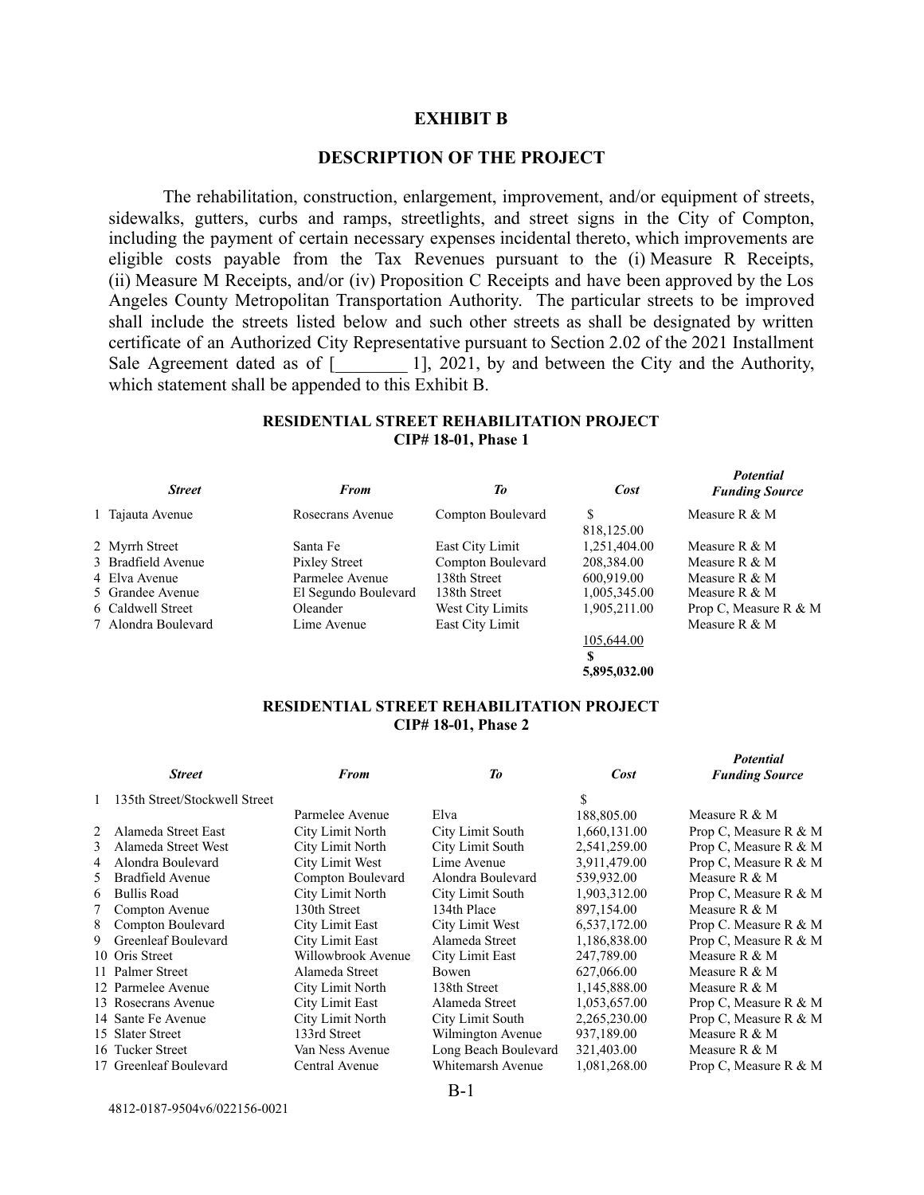# EXHIBIT B

## DESCRIPTION OF THE PROJECT

The rehabilitation, construction, enlargement, improvement, and/or equipment of streets, sidewalks, gutters, curbs and ramps, streetlights, and street signs in the City of Compton, including the payment of certain necessary expenses incidental thereto, which improvements are eligible costs payable from the Tax Revenues pursuant to the (i) Measure R Receipts, (ii) Measure M Receipts, and/or (iv) Proposition C Receipts and have been approved by the Los Angeles County Metropolitan Transportation Authority. The particular streets to be improved shall include the streets listed below and such other streets as shall be designated by written certificate of an Authorized City Representative pursuant to Section 2.02 of the 2021 Installment Sale Agreement dated as of [________ 1], 2021, by and between the City and the Authority, which statement shall be appended to this Exhibit B.

### RESIDENTIAL STREET REHABILITATION PROJECT
### CIP# 18-01, Phase 1

| | *Street* | *From* | *To* | *Cost* | *Potential Funding Source* |
|---|---|---|---|---|---|
| 1 | Tajauta Avenue | Rosecrans Avenue | Compton Boulevard | $ 818,125.00 | Measure R & M |
| 2 | Myrrh Street | Santa Fe | East City Limit | 1,251,404.00 | Measure R & M |
| 3 | Bradfield Avenue | Pixley Street | Compton Boulevard | 208,384.00 | Measure R & M |
| 4 | Elva Avenue | Parmelee Avenue | 138th Street | 600,919.00 | Measure R & M |
| 5 | Grandee Avenue | El Segundo Boulevard | 138th Street | 1,005,345.00 | Measure R & M |
| 6 | Caldwell Street | Oleander | West City Limits | 1,905,211.00 | Prop C, Measure R & M |
| 7 | Alondra Boulevard | Lime Avenue | East City Limit | 105,644.00 | Measure R & M |
| | | | | **$ 5,895,032.00** | |

### RESIDENTIAL STREET REHABILITATION PROJECT
### CIP# 18-01, Phase 2

| | *Street* | *From* | *To* | *Cost* | *Potential Funding Source* |
|---|---|---|---|---|---|
| 1 | 135th Street/Stockwell Street | Parmelee Avenue | Elva | $ 188,805.00 | Measure R & M |
| 2 | Alameda Street East | City Limit North | City Limit South | 1,660,131.00 | Prop C, Measure R & M |
| 3 | Alameda Street West | City Limit North | City Limit South | 2,541,259.00 | Prop C, Measure R & M |
| 4 | Alondra Boulevard | City Limit West | Lime Avenue | 3,911,479.00 | Prop C, Measure R & M |
| 5 | Bradfield Avenue | Compton Boulevard | Alondra Boulevard | 539,932.00 | Measure R & M |
| 6 | Bullis Road | City Limit North | City Limit South | 1,903,312.00 | Prop C, Measure R & M |
| 7 | Compton Avenue | 130th Street | 134th Place | 897,154.00 | Measure R & M |
| 8 | Compton Boulevard | City Limit East | City Limit West | 6,537,172.00 | Prop C. Measure R & M |
| 9 | Greenleaf Boulevard | City Limit East | Alameda Street | 1,186,838.00 | Prop C, Measure R & M |
| 10 | Oris Street | Willowbrook Avenue | City Limit East | 247,789.00 | Measure R & M |
| 11 | Palmer Street | Alameda Street | Bowen | 627,066.00 | Measure R & M |
| 12 | Parmelee Avenue | City Limit North | 138th Street | 1,145,888.00 | Measure R & M |
| 13 | Rosecrans Avenue | City Limit East | Alameda Street | 1,053,657.00 | Prop C, Measure R & M |
| 14 | Sante Fe Avenue | City Limit North | City Limit South | 2,265,230.00 | Prop C, Measure R & M |
| 15 | Slater Street | 133rd Street | Wilmington Avenue | 937,189.00 | Measure R & M |
| 16 | Tucker Street | Van Ness Avenue | Long Beach Boulevard | 321,403.00 | Measure R & M |
| 17 | Greenleaf Boulevard | Central Avenue | Whitemarsh Avenue | 1,081,268.00 | Prop C, Measure R & M |

4812-0187-9504v6/022156-0021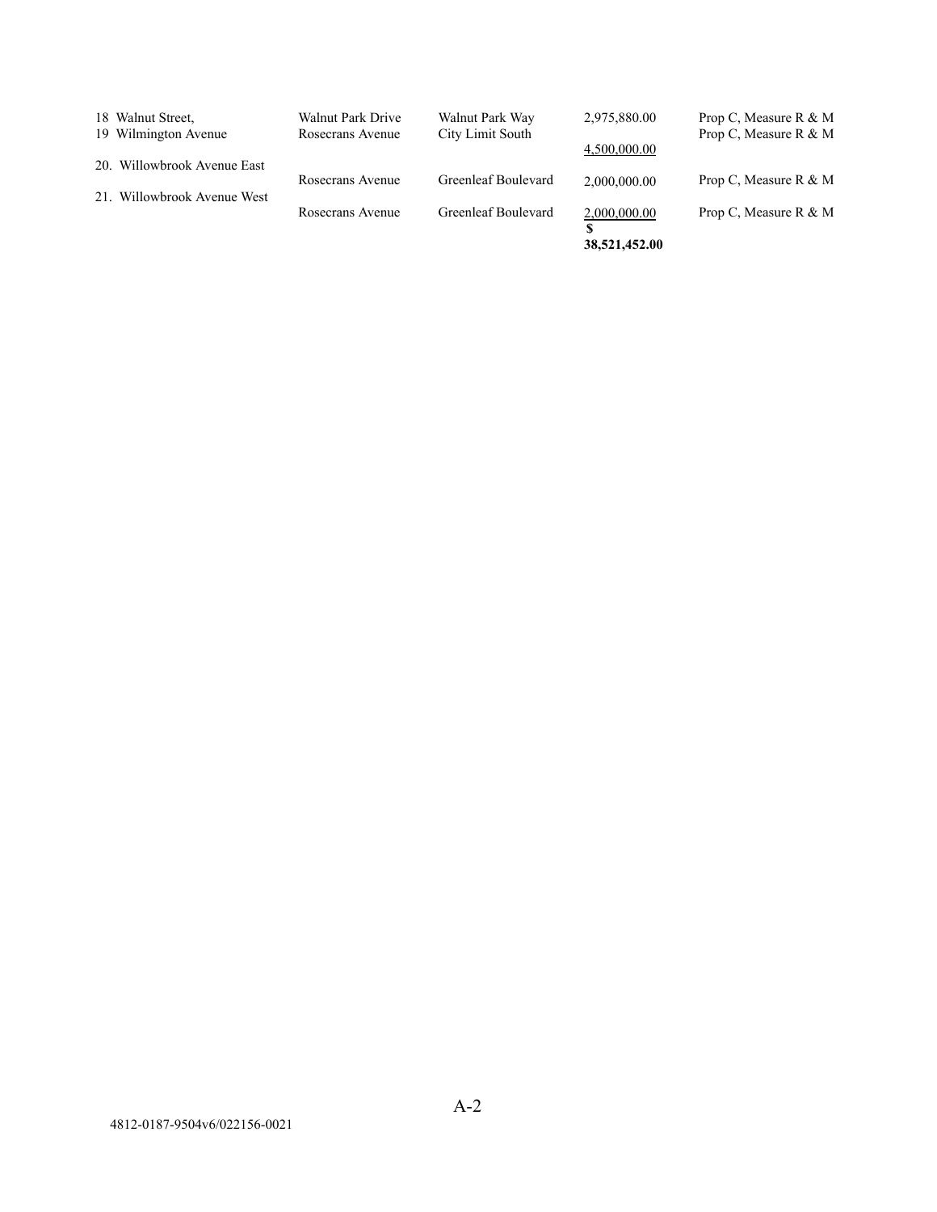| | | | | |
|---|---|---|---|---|
| 18 Walnut Street, | Walnut Park Drive | Walnut Park Way | 2,975,880.00 | Prop C, Measure R & M |
| 19 Wilmington Avenue | Rosecrans Avenue | City Limit South | 4,500,000.00 | Prop C, Measure R & M |
| 20. Willowbrook Avenue East | Rosecrans Avenue | Greenleaf Boulevard | 2,000,000.00 | Prop C, Measure R & M |
| 21. Willowbrook Avenue West | Rosecrans Avenue | Greenleaf Boulevard | 2,000,000.00 | Prop C, Measure R & M |
| | | | **$ 38,521,452.00** | |

4812-0187-9504v6/022156-0021